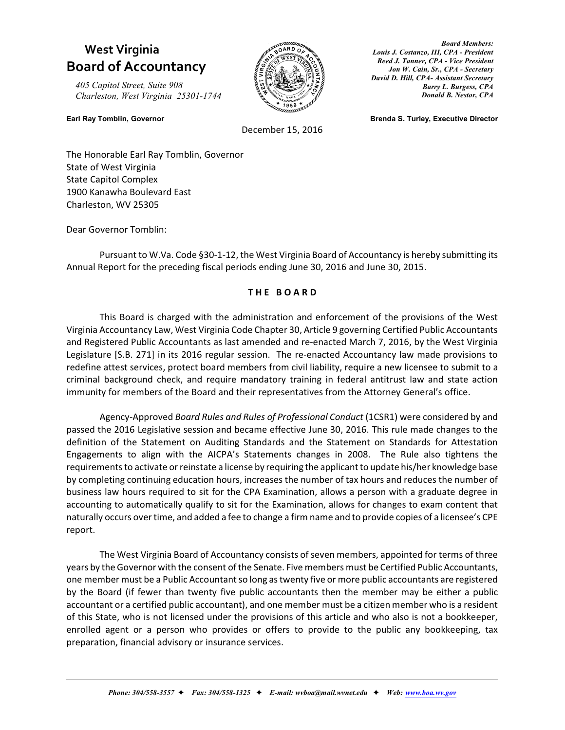# West Virginia Board of Accountancy

*405 Capitol Street, Suite 908*
*Charleston, West Virginia 25301-1744*

**Earl Ray Tomblin, Governor**

***Board Members:***
***Louis J. Costanzo, III, CPA - President***
***Reed J. Tanner, CPA - Vice President***
***Jon W. Cain, Sr., CPA - Secretary***
***David D. Hill, CPA- Assistant Secretary***
***Barry L. Burgess, CPA***
***Donald B. Nestor, CPA***

**Brenda S. Turley, Executive Director**

December 15, 2016

The Honorable Earl Ray Tomblin, Governor
State of West Virginia
State Capitol Complex
1900 Kanawha Boulevard East
Charleston, WV 25305

Dear Governor Tomblin:

Pursuant to W.Va. Code §30-1-12, the West Virginia Board of Accountancy is hereby submitting its Annual Report for the preceding fiscal periods ending June 30, 2016 and June 30, 2015.

## THE BOARD

This Board is charged with the administration and enforcement of the provisions of the West Virginia Accountancy Law, West Virginia Code Chapter 30, Article 9 governing Certified Public Accountants and Registered Public Accountants as last amended and re-enacted March 7, 2016, by the West Virginia Legislature [S.B. 271] in its 2016 regular session. The re-enacted Accountancy law made provisions to redefine attest services, protect board members from civil liability, require a new licensee to submit to a criminal background check, and require mandatory training in federal antitrust law and state action immunity for members of the Board and their representatives from the Attorney General's office.

Agency-Approved *Board Rules and Rules of Professional Conduct* (1CSR1) were considered by and passed the 2016 Legislative session and became effective June 30, 2016. This rule made changes to the definition of the Statement on Auditing Standards and the Statement on Standards for Attestation Engagements to align with the AICPA's Statements changes in 2008. The Rule also tightens the requirements to activate or reinstate a license by requiring the applicant to update his/her knowledge base by completing continuing education hours, increases the number of tax hours and reduces the number of business law hours required to sit for the CPA Examination, allows a person with a graduate degree in accounting to automatically qualify to sit for the Examination, allows for changes to exam content that naturally occurs over time, and added a fee to change a firm name and to provide copies of a licensee's CPE report.

The West Virginia Board of Accountancy consists of seven members, appointed for terms of three years by the Governor with the consent of the Senate. Five members must be Certified Public Accountants, one member must be a Public Accountant so long as twenty five or more public accountants are registered by the Board (if fewer than twenty five public accountants then the member may be either a public accountant or a certified public accountant), and one member must be a citizen member who is a resident of this State, who is not licensed under the provisions of this article and who also is not a bookkeeper, enrolled agent or a person who provides or offers to provide to the public any bookkeeping, tax preparation, financial advisory or insurance services.

*Phone: 304/558-3557 ✦ Fax: 304/558-1325 ✦ E-mail: wvboa@mail.wvnet.edu ✦ Web: www.boa.wv.gov*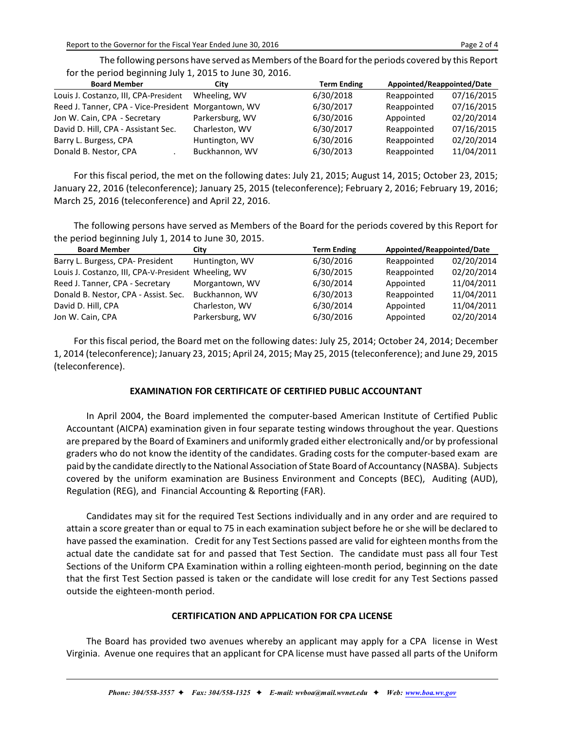The following persons have served as Members of the Board for the periods covered by this Report for the period beginning July 1, 2015 to June 30, 2016.

| Board Member | City | Term Ending | Appointed/Reappointed/Date | |
|---|---|---|---|---|
| Louis J. Costanzo, III, CPA-President | Wheeling, WV | 6/30/2018 | Reappointed | 07/16/2015 |
| Reed J. Tanner, CPA - Vice-President | Morgantown, WV | 6/30/2017 | Reappointed | 07/16/2015 |
| Jon W. Cain, CPA - Secretary | Parkersburg, WV | 6/30/2016 | Appointed | 02/20/2014 |
| David D. Hill, CPA - Assistant Sec. | Charleston, WV | 6/30/2017 | Reappointed | 07/16/2015 |
| Barry L. Burgess, CPA | Huntington, WV | 6/30/2016 | Reappointed | 02/20/2014 |
| Donald B. Nestor, CPA . | Buckhannon, WV | 6/30/2013 | Reappointed | 11/04/2011 |

For this fiscal period, the met on the following dates: July 21, 2015; August 14, 2015; October 23, 2015; January 22, 2016 (teleconference); January 25, 2015 (teleconference); February 2, 2016; February 19, 2016; March 25, 2016 (teleconference) and April 22, 2016.

The following persons have served as Members of the Board for the periods covered by this Report for the period beginning July 1, 2014 to June 30, 2015.

| Board Member | City | Term Ending | Appointed/Reappointed/Date | |
|---|---|---|---|---|
| Barry L. Burgess, CPA- President | Huntington, WV | 6/30/2016 | Reappointed | 02/20/2014 |
| Louis J. Costanzo, III, CPA-V-President | Wheeling, WV | 6/30/2015 | Reappointed | 02/20/2014 |
| Reed J. Tanner, CPA - Secretary | Morgantown, WV | 6/30/2014 | Appointed | 11/04/2011 |
| Donald B. Nestor, CPA - Assist. Sec. | Buckhannon, WV | 6/30/2013 | Reappointed | 11/04/2011 |
| David D. Hill, CPA | Charleston, WV | 6/30/2014 | Appointed | 11/04/2011 |
| Jon W. Cain, CPA | Parkersburg, WV | 6/30/2016 | Appointed | 02/20/2014 |

For this fiscal period, the Board met on the following dates: July 25, 2014; October 24, 2014; December 1, 2014 (teleconference); January 23, 2015; April 24, 2015; May 25, 2015 (teleconference); and June 29, 2015 (teleconference).

## EXAMINATION FOR CERTIFICATE OF CERTIFIED PUBLIC ACCOUNTANT

In April 2004, the Board implemented the computer-based American Institute of Certified Public Accountant (AICPA) examination given in four separate testing windows throughout the year. Questions are prepared by the Board of Examiners and uniformly graded either electronically and/or by professional graders who do not know the identity of the candidates. Grading costs for the computer-based exam are paid by the candidate directly to the National Association of State Board of Accountancy (NASBA). Subjects covered by the uniform examination are Business Environment and Concepts (BEC), Auditing (AUD), Regulation (REG), and Financial Accounting & Reporting (FAR).

Candidates may sit for the required Test Sections individually and in any order and are required to attain a score greater than or equal to 75 in each examination subject before he or she will be declared to have passed the examination. Credit for any Test Sections passed are valid for eighteen months from the actual date the candidate sat for and passed that Test Section. The candidate must pass all four Test Sections of the Uniform CPA Examination within a rolling eighteen-month period, beginning on the date that the first Test Section passed is taken or the candidate will lose credit for any Test Sections passed outside the eighteen-month period.

## CERTIFICATION AND APPLICATION FOR CPA LICENSE

The Board has provided two avenues whereby an applicant may apply for a CPA license in West Virginia. Avenue one requires that an applicant for CPA license must have passed all parts of the Uniform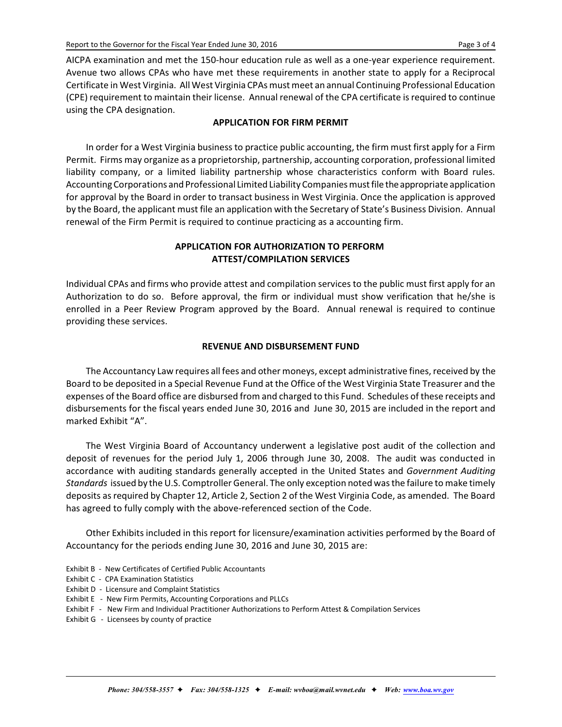AICPA examination and met the 150-hour education rule as well as a one-year experience requirement. Avenue two allows CPAs who have met these requirements in another state to apply for a Reciprocal Certificate in West Virginia. All West Virginia CPAs must meet an annual Continuing Professional Education (CPE) requirement to maintain their license. Annual renewal of the CPA certificate is required to continue using the CPA designation.

## APPLICATION FOR FIRM PERMIT

In order for a West Virginia business to practice public accounting, the firm must first apply for a Firm Permit. Firms may organize as a proprietorship, partnership, accounting corporation, professional limited liability company, or a limited liability partnership whose characteristics conform with Board rules. Accounting Corporations and Professional Limited Liability Companies must file the appropriate application for approval by the Board in order to transact business in West Virginia. Once the application is approved by the Board, the applicant must file an application with the Secretary of State's Business Division. Annual renewal of the Firm Permit is required to continue practicing as a accounting firm.

## APPLICATION FOR AUTHORIZATION TO PERFORM ATTEST/COMPILATION SERVICES

Individual CPAs and firms who provide attest and compilation services to the public must first apply for an Authorization to do so. Before approval, the firm or individual must show verification that he/she is enrolled in a Peer Review Program approved by the Board. Annual renewal is required to continue providing these services.

## REVENUE AND DISBURSEMENT FUND

The Accountancy Law requires all fees and other moneys, except administrative fines, received by the Board to be deposited in a Special Revenue Fund at the Office of the West Virginia State Treasurer and the expenses of the Board office are disbursed from and charged to this Fund. Schedules of these receipts and disbursements for the fiscal years ended June 30, 2016 and June 30, 2015 are included in the report and marked Exhibit "A".

The West Virginia Board of Accountancy underwent a legislative post audit of the collection and deposit of revenues for the period July 1, 2006 through June 30, 2008. The audit was conducted in accordance with auditing standards generally accepted in the United States and *Government Auditing Standards* issued by the U.S. Comptroller General. The only exception noted was the failure to make timely deposits as required by Chapter 12, Article 2, Section 2 of the West Virginia Code, as amended. The Board has agreed to fully comply with the above-referenced section of the Code.

Other Exhibits included in this report for licensure/examination activities performed by the Board of Accountancy for the periods ending June 30, 2016 and June 30, 2015 are:

Exhibit B - New Certificates of Certified Public Accountants
Exhibit C - CPA Examination Statistics
Exhibit D - Licensure and Complaint Statistics
Exhibit E - New Firm Permits, Accounting Corporations and PLLCs
Exhibit F - New Firm and Individual Practitioner Authorizations to Perform Attest & Compilation Services
Exhibit G - Licensees by county of practice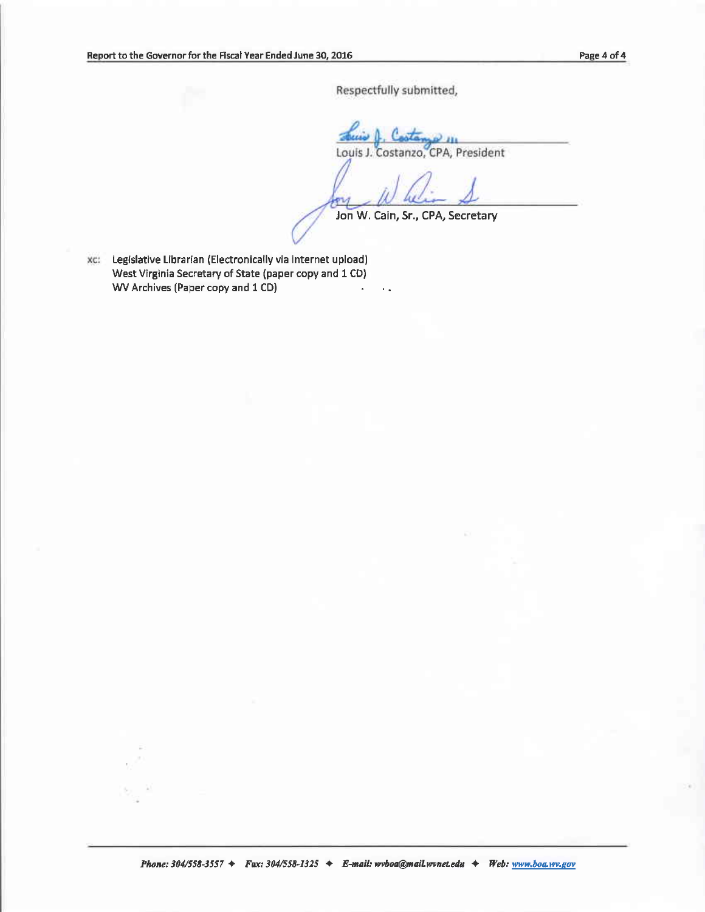Respectfully submitted,

Louis J. Costanzo, CPA, President

Jon W. Cain, Sr., CPA, Secretary

xc: Legislative Librarian (Electronically via internet upload)
West Virginia Secretary of State (paper copy and 1 CD)
WV Archives (Paper copy and 1 CD)

*Phone: 304/558-3557 ✦ Fax: 304/558-1325 ✦ E-mail: wvboa@mail.wvnet.edu ✦ Web: www.boa.wv.gov*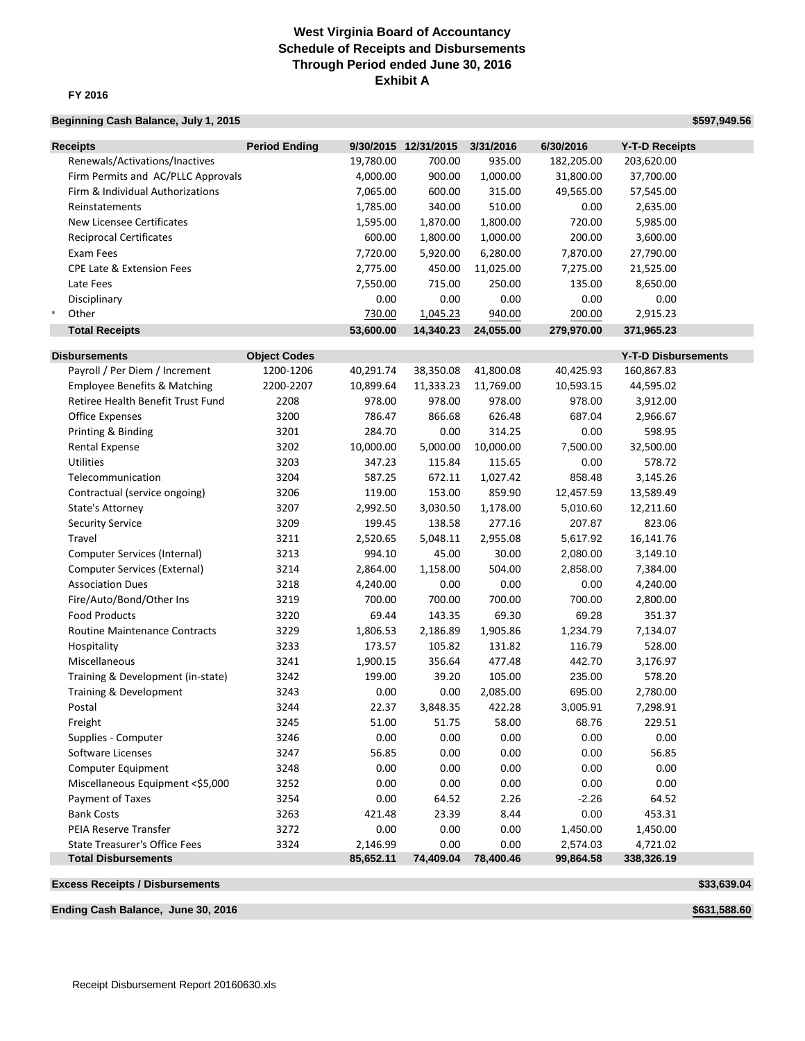# West Virginia Board of Accountancy
## Schedule of Receipts and Disbursements
## Through Period ended June 30, 2016
## Exhibit A

**FY 2016**

**Beginning Cash Balance, July 1, 2015** **$597,949.56**

| **Receipts** | **Period Ending** | **9/30/2015** | **12/31/2015** | **3/31/2016** | **6/30/2016** | **Y-T-D Receipts** |
|---|---|---|---|---|---|---|
| Renewals/Activations/Inactives | | 19,780.00 | 700.00 | 935.00 | 182,205.00 | 203,620.00 |
| Firm Permits and AC/PLLC Approvals | | 4,000.00 | 900.00 | 1,000.00 | 31,800.00 | 37,700.00 |
| Firm & Individual Authorizations | | 7,065.00 | 600.00 | 315.00 | 49,565.00 | 57,545.00 |
| Reinstatements | | 1,785.00 | 340.00 | 510.00 | 0.00 | 2,635.00 |
| New Licensee Certificates | | 1,595.00 | 1,870.00 | 1,800.00 | 720.00 | 5,985.00 |
| Reciprocal Certificates | | 600.00 | 1,800.00 | 1,000.00 | 200.00 | 3,600.00 |
| Exam Fees | | 7,720.00 | 5,920.00 | 6,280.00 | 7,870.00 | 27,790.00 |
| CPE Late & Extension Fees | | 2,775.00 | 450.00 | 11,025.00 | 7,275.00 | 21,525.00 |
| Late Fees | | 7,550.00 | 715.00 | 250.00 | 135.00 | 8,650.00 |
| Disciplinary | | 0.00 | 0.00 | 0.00 | 0.00 | 0.00 |
| * Other | | 730.00 | 1,045.23 | 940.00 | 200.00 | 2,915.23 |
| **Total Receipts** | | **53,600.00** | **14,340.23** | **24,055.00** | **279,970.00** | **371,965.23** |

| **Disbursements** | **Object Codes** | | | | | **Y-T-D Disbursements** |
|---|---|---|---|---|---|---|
| Payroll / Per Diem / Increment | 1200-1206 | 40,291.74 | 38,350.08 | 41,800.08 | 40,425.93 | 160,867.83 |
| Employee Benefits & Matching | 2200-2207 | 10,899.64 | 11,333.23 | 11,769.00 | 10,593.15 | 44,595.02 |
| Retiree Health Benefit Trust Fund | 2208 | 978.00 | 978.00 | 978.00 | 978.00 | 3,912.00 |
| Office Expenses | 3200 | 786.47 | 866.68 | 626.48 | 687.04 | 2,966.67 |
| Printing & Binding | 3201 | 284.70 | 0.00 | 314.25 | 0.00 | 598.95 |
| Rental Expense | 3202 | 10,000.00 | 5,000.00 | 10,000.00 | 7,500.00 | 32,500.00 |
| Utilities | 3203 | 347.23 | 115.84 | 115.65 | 0.00 | 578.72 |
| Telecommunication | 3204 | 587.25 | 672.11 | 1,027.42 | 858.48 | 3,145.26 |
| Contractual (service ongoing) | 3206 | 119.00 | 153.00 | 859.90 | 12,457.59 | 13,589.49 |
| State's Attorney | 3207 | 2,992.50 | 3,030.50 | 1,178.00 | 5,010.60 | 12,211.60 |
| Security Service | 3209 | 199.45 | 138.58 | 277.16 | 207.87 | 823.06 |
| Travel | 3211 | 2,520.65 | 5,048.11 | 2,955.08 | 5,617.92 | 16,141.76 |
| Computer Services (Internal) | 3213 | 994.10 | 45.00 | 30.00 | 2,080.00 | 3,149.10 |
| Computer Services (External) | 3214 | 2,864.00 | 1,158.00 | 504.00 | 2,858.00 | 7,384.00 |
| Association Dues | 3218 | 4,240.00 | 0.00 | 0.00 | 0.00 | 4,240.00 |
| Fire/Auto/Bond/Other Ins | 3219 | 700.00 | 700.00 | 700.00 | 700.00 | 2,800.00 |
| Food Products | 3220 | 69.44 | 143.35 | 69.30 | 69.28 | 351.37 |
| Routine Maintenance Contracts | 3229 | 1,806.53 | 2,186.89 | 1,905.86 | 1,234.79 | 7,134.07 |
| Hospitality | 3233 | 173.57 | 105.82 | 131.82 | 116.79 | 528.00 |
| Miscellaneous | 3241 | 1,900.15 | 356.64 | 477.48 | 442.70 | 3,176.97 |
| Training & Development (in-state) | 3242 | 199.00 | 39.20 | 105.00 | 235.00 | 578.20 |
| Training & Development | 3243 | 0.00 | 0.00 | 2,085.00 | 695.00 | 2,780.00 |
| Postal | 3244 | 22.37 | 3,848.35 | 422.28 | 3,005.91 | 7,298.91 |
| Freight | 3245 | 51.00 | 51.75 | 58.00 | 68.76 | 229.51 |
| Supplies - Computer | 3246 | 0.00 | 0.00 | 0.00 | 0.00 | 0.00 |
| Software Licenses | 3247 | 56.85 | 0.00 | 0.00 | 0.00 | 56.85 |
| Computer Equipment | 3248 | 0.00 | 0.00 | 0.00 | 0.00 | 0.00 |
| Miscellaneous Equipment <$5,000 | 3252 | 0.00 | 0.00 | 0.00 | 0.00 | 0.00 |
| Payment of Taxes | 3254 | 0.00 | 64.52 | 2.26 | -2.26 | 64.52 |
| Bank Costs | 3263 | 421.48 | 23.39 | 8.44 | 0.00 | 453.31 |
| PEIA Reserve Transfer | 3272 | 0.00 | 0.00 | 0.00 | 1,450.00 | 1,450.00 |
| State Treasurer's Office Fees | 3324 | 2,146.99 | 0.00 | 0.00 | 2,574.03 | 4,721.02 |
| **Total Disbursements** | | **85,652.11** | **74,409.04** | **78,400.46** | **99,864.58** | **338,326.19** |

**Excess Receipts / Disbursements** **$33,639.04**

**Ending Cash Balance, June 30, 2016** **$631,588.60**

Receipt Disbursement Report 20160630.xls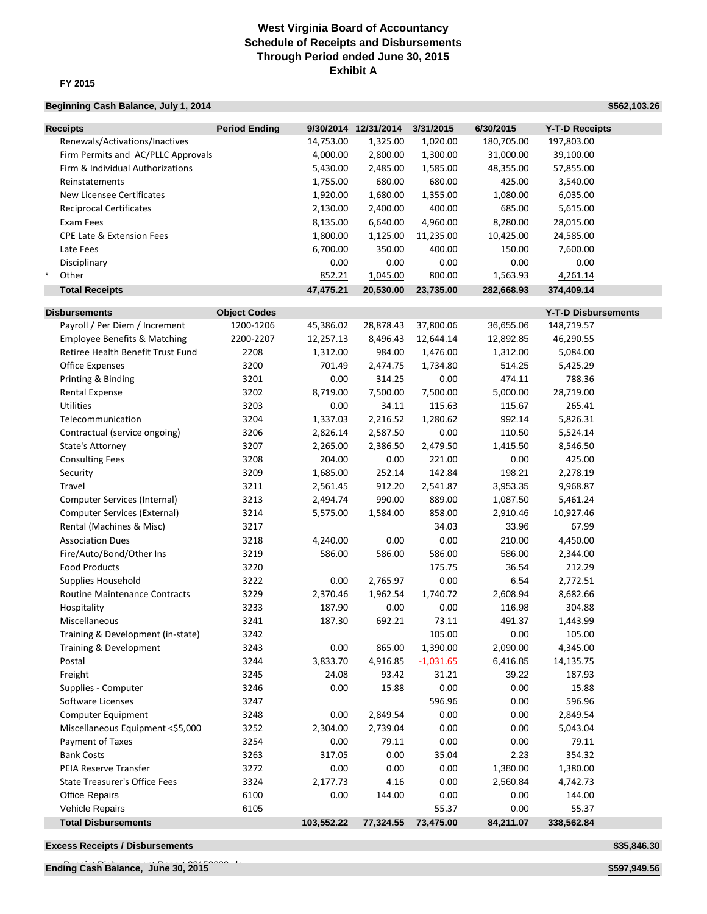# West Virginia Board of Accountancy
## Schedule of Receipts and Disbursements
## Through Period ended June 30, 2015
## Exhibit A

**FY 2015**

**Beginning Cash Balance, July 1, 2014** **$562,103.26**

| **Receipts** | **Period Ending** | **9/30/2014** | **12/31/2014** | **3/31/2015** | **6/30/2015** | **Y-T-D Receipts** |
|---|---|---|---|---|---|---|
| Renewals/Activations/Inactives | | 14,753.00 | 1,325.00 | 1,020.00 | 180,705.00 | 197,803.00 |
| Firm Permits and AC/PLLC Approvals | | 4,000.00 | 2,800.00 | 1,300.00 | 31,000.00 | 39,100.00 |
| Firm & Individual Authorizations | | 5,430.00 | 2,485.00 | 1,585.00 | 48,355.00 | 57,855.00 |
| Reinstatements | | 1,755.00 | 680.00 | 680.00 | 425.00 | 3,540.00 |
| New Licensee Certificates | | 1,920.00 | 1,680.00 | 1,355.00 | 1,080.00 | 6,035.00 |
| Reciprocal Certificates | | 2,130.00 | 2,400.00 | 400.00 | 685.00 | 5,615.00 |
| Exam Fees | | 8,135.00 | 6,640.00 | 4,960.00 | 8,280.00 | 28,015.00 |
| CPE Late & Extension Fees | | 1,800.00 | 1,125.00 | 11,235.00 | 10,425.00 | 24,585.00 |
| Late Fees | | 6,700.00 | 350.00 | 400.00 | 150.00 | 7,600.00 |
| Disciplinary | | 0.00 | 0.00 | 0.00 | 0.00 | 0.00 |
| * Other | | 852.21 | 1,045.00 | 800.00 | 1,563.93 | 4,261.14 |
| **Total Receipts** | | **47,475.21** | **20,530.00** | **23,735.00** | **282,668.93** | **374,409.14** |

| **Disbursements** | **Object Codes** | | | | | **Y-T-D Disbursements** |
|---|---|---|---|---|---|---|
| Payroll / Per Diem / Increment | 1200-1206 | 45,386.02 | 28,878.43 | 37,800.06 | 36,655.06 | 148,719.57 |
| Employee Benefits & Matching | 2200-2207 | 12,257.13 | 8,496.43 | 12,644.14 | 12,892.85 | 46,290.55 |
| Retiree Health Benefit Trust Fund | 2208 | 1,312.00 | 984.00 | 1,476.00 | 1,312.00 | 5,084.00 |
| Office Expenses | 3200 | 701.49 | 2,474.75 | 1,734.80 | 514.25 | 5,425.29 |
| Printing & Binding | 3201 | 0.00 | 314.25 | 0.00 | 474.11 | 788.36 |
| Rental Expense | 3202 | 8,719.00 | 7,500.00 | 7,500.00 | 5,000.00 | 28,719.00 |
| Utilities | 3203 | 0.00 | 34.11 | 115.63 | 115.67 | 265.41 |
| Telecommunication | 3204 | 1,337.03 | 2,216.52 | 1,280.62 | 992.14 | 5,826.31 |
| Contractual (service ongoing) | 3206 | 2,826.14 | 2,587.50 | 0.00 | 110.50 | 5,524.14 |
| State's Attorney | 3207 | 2,265.00 | 2,386.50 | 2,479.50 | 1,415.50 | 8,546.50 |
| Consulting Fees | 3208 | 204.00 | 0.00 | 221.00 | 0.00 | 425.00 |
| Security | 3209 | 1,685.00 | 252.14 | 142.84 | 198.21 | 2,278.19 |
| Travel | 3211 | 2,561.45 | 912.20 | 2,541.87 | 3,953.35 | 9,968.87 |
| Computer Services (Internal) | 3213 | 2,494.74 | 990.00 | 889.00 | 1,087.50 | 5,461.24 |
| Computer Services (External) | 3214 | 5,575.00 | 1,584.00 | 858.00 | 2,910.46 | 10,927.46 |
| Rental (Machines & Misc) | 3217 | | | 34.03 | 33.96 | 67.99 |
| Association Dues | 3218 | 4,240.00 | 0.00 | 0.00 | 210.00 | 4,450.00 |
| Fire/Auto/Bond/Other Ins | 3219 | 586.00 | 586.00 | 586.00 | 586.00 | 2,344.00 |
| Food Products | 3220 | | | 175.75 | 36.54 | 212.29 |
| Supplies Household | 3222 | 0.00 | 2,765.97 | 0.00 | 6.54 | 2,772.51 |
| Routine Maintenance Contracts | 3229 | 2,370.46 | 1,962.54 | 1,740.72 | 2,608.94 | 8,682.66 |
| Hospitality | 3233 | 187.90 | 0.00 | 0.00 | 116.98 | 304.88 |
| Miscellaneous | 3241 | 187.30 | 692.21 | 73.11 | 491.37 | 1,443.99 |
| Training & Development (in-state) | 3242 | | | 105.00 | 0.00 | 105.00 |
| Training & Development | 3243 | 0.00 | 865.00 | 1,390.00 | 2,090.00 | 4,345.00 |
| Postal | 3244 | 3,833.70 | 4,916.85 | -1,031.65 | 6,416.85 | 14,135.75 |
| Freight | 3245 | 24.08 | 93.42 | 31.21 | 39.22 | 187.93 |
| Supplies - Computer | 3246 | 0.00 | 15.88 | 0.00 | 0.00 | 15.88 |
| Software Licenses | 3247 | | | 596.96 | 0.00 | 596.96 |
| Computer Equipment | 3248 | 0.00 | 2,849.54 | 0.00 | 0.00 | 2,849.54 |
| Miscellaneous Equipment <$5,000 | 3252 | 2,304.00 | 2,739.04 | 0.00 | 0.00 | 5,043.04 |
| Payment of Taxes | 3254 | 0.00 | 79.11 | 0.00 | 0.00 | 79.11 |
| Bank Costs | 3263 | 317.05 | 0.00 | 35.04 | 2.23 | 354.32 |
| PEIA Reserve Transfer | 3272 | 0.00 | 0.00 | 0.00 | 1,380.00 | 1,380.00 |
| State Treasurer's Office Fees | 3324 | 2,177.73 | 4.16 | 0.00 | 2,560.84 | 4,742.73 |
| Office Repairs | 6100 | 0.00 | 144.00 | 0.00 | 0.00 | 144.00 |
| Vehicle Repairs | 6105 | | | 55.37 | 0.00 | 55.37 |
| **Total Disbursements** | | **103,552.22** | **77,324.55** | **73,475.00** | **84,211.07** | **338,562.84** |

**Excess Receipts / Disbursements** **$35,846.30**

**Ending Cash Balance, June 30, 2015** **$597,949.56**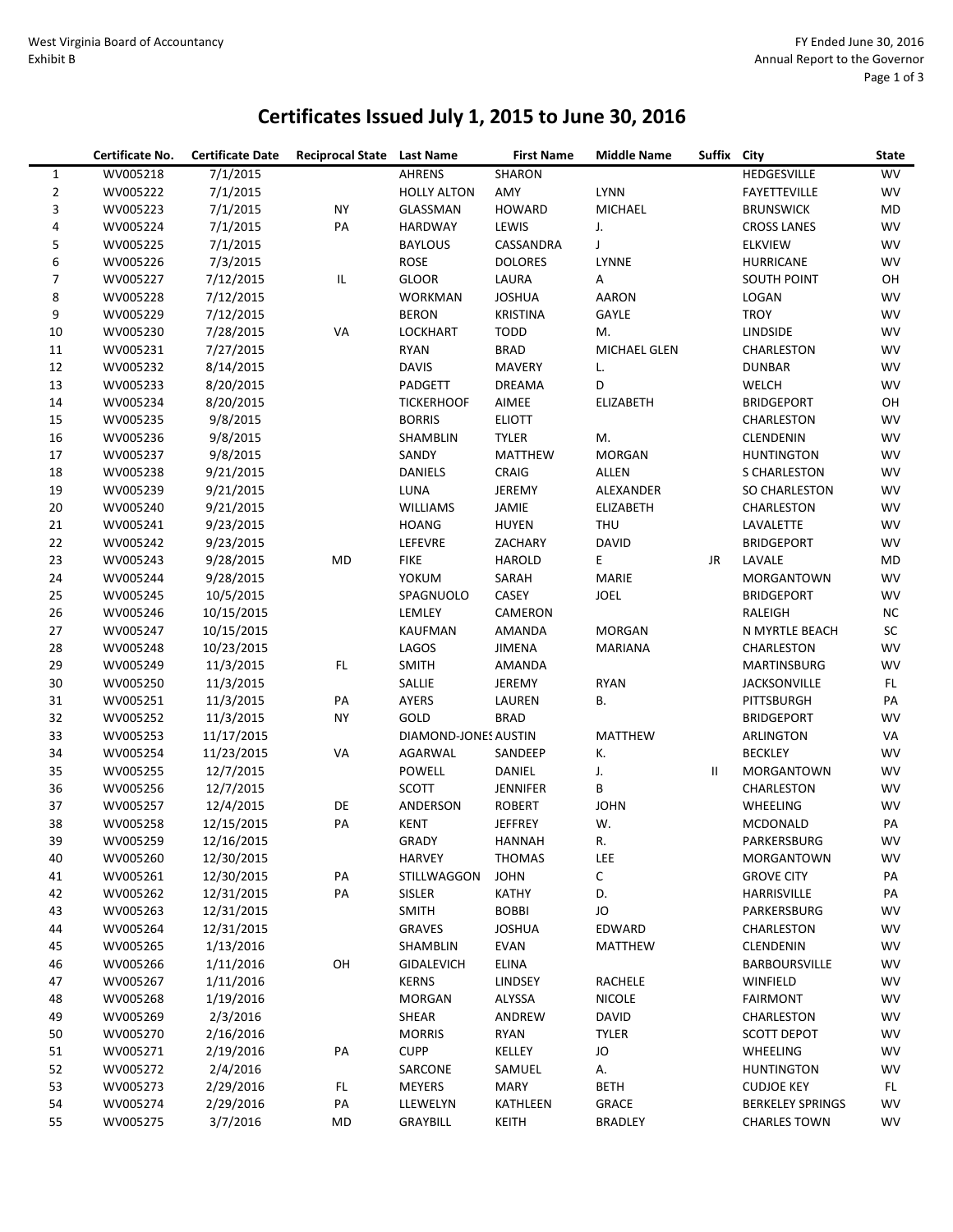West Virginia Board of Accountancy
Exhibit B

FY Ended June 30, 2016
Annual Report to the Governor

# Certificates Issued July 1, 2015 to June 30, 2016

| | Certificate No. | Certificate Date | Reciprocal State | Last Name | First Name | Middle Name | Suffix | City | State |
|---|---|---|---|---|---|---|---|---|---|
| 1 | WV005218 | 7/1/2015 | | AHRENS | SHARON | | | HEDGESVILLE | WV |
| 2 | WV005222 | 7/1/2015 | | HOLLY ALTON | AMY | LYNN | | FAYETTEVILLE | WV |
| 3 | WV005223 | 7/1/2015 | NY | GLASSMAN | HOWARD | MICHAEL | | BRUNSWICK | MD |
| 4 | WV005224 | 7/1/2015 | PA | HARDWAY | LEWIS | J. | | CROSS LANES | WV |
| 5 | WV005225 | 7/1/2015 | | BAYLOUS | CASSANDRA | J | | ELKVIEW | WV |
| 6 | WV005226 | 7/3/2015 | | ROSE | DOLORES | LYNNE | | HURRICANE | WV |
| 7 | WV005227 | 7/12/2015 | IL | GLOOR | LAURA | A | | SOUTH POINT | OH |
| 8 | WV005228 | 7/12/2015 | | WORKMAN | JOSHUA | AARON | | LOGAN | WV |
| 9 | WV005229 | 7/12/2015 | | BERON | KRISTINA | GAYLE | | TROY | WV |
| 10 | WV005230 | 7/28/2015 | VA | LOCKHART | TODD | M. | | LINDSIDE | WV |
| 11 | WV005231 | 7/27/2015 | | RYAN | BRAD | MICHAEL GLEN | | CHARLESTON | WV |
| 12 | WV005232 | 8/14/2015 | | DAVIS | MAVERY | L. | | DUNBAR | WV |
| 13 | WV005233 | 8/20/2015 | | PADGETT | DREAMA | D | | WELCH | WV |
| 14 | WV005234 | 8/20/2015 | | TICKERHOOF | AIMEE | ELIZABETH | | BRIDGEPORT | OH |
| 15 | WV005235 | 9/8/2015 | | BORRIS | ELIOTT | | | CHARLESTON | WV |
| 16 | WV005236 | 9/8/2015 | | SHAMBLIN | TYLER | M. | | CLENDENIN | WV |
| 17 | WV005237 | 9/8/2015 | | SANDY | MATTHEW | MORGAN | | HUNTINGTON | WV |
| 18 | WV005238 | 9/21/2015 | | DANIELS | CRAIG | ALLEN | | S CHARLESTON | WV |
| 19 | WV005239 | 9/21/2015 | | LUNA | JEREMY | ALEXANDER | | SO CHARLESTON | WV |
| 20 | WV005240 | 9/21/2015 | | WILLIAMS | JAMIE | ELIZABETH | | CHARLESTON | WV |
| 21 | WV005241 | 9/23/2015 | | HOANG | HUYEN | THU | | LAVALETTE | WV |
| 22 | WV005242 | 9/23/2015 | | LEFEVRE | ZACHARY | DAVID | | BRIDGEPORT | WV |
| 23 | WV005243 | 9/28/2015 | MD | FIKE | HAROLD | E | JR | LAVALE | MD |
| 24 | WV005244 | 9/28/2015 | | YOKUM | SARAH | MARIE | | MORGANTOWN | WV |
| 25 | WV005245 | 10/5/2015 | | SPAGNUOLO | CASEY | JOEL | | BRIDGEPORT | WV |
| 26 | WV005246 | 10/15/2015 | | LEMLEY | CAMERON | | | RALEIGH | NC |
| 27 | WV005247 | 10/15/2015 | | KAUFMAN | AMANDA | MORGAN | | N MYRTLE BEACH | SC |
| 28 | WV005248 | 10/23/2015 | | LAGOS | JIMENA | MARIANA | | CHARLESTON | WV |
| 29 | WV005249 | 11/3/2015 | FL | SMITH | AMANDA | | | MARTINSBURG | WV |
| 30 | WV005250 | 11/3/2015 | | SALLIE | JEREMY | RYAN | | JACKSONVILLE | FL |
| 31 | WV005251 | 11/3/2015 | PA | AYERS | LAUREN | B. | | PITTSBURGH | PA |
| 32 | WV005252 | 11/3/2015 | NY | GOLD | BRAD | | | BRIDGEPORT | WV |
| 33 | WV005253 | 11/17/2015 | | DIAMOND-JONES | AUSTIN | MATTHEW | | ARLINGTON | VA |
| 34 | WV005254 | 11/23/2015 | VA | AGARWAL | SANDEEP | K. | | BECKLEY | WV |
| 35 | WV005255 | 12/7/2015 | | POWELL | DANIEL | J. | II | MORGANTOWN | WV |
| 36 | WV005256 | 12/7/2015 | | SCOTT | JENNIFER | B | | CHARLESTON | WV |
| 37 | WV005257 | 12/4/2015 | DE | ANDERSON | ROBERT | JOHN | | WHEELING | WV |
| 38 | WV005258 | 12/15/2015 | PA | KENT | JEFFREY | W. | | MCDONALD | PA |
| 39 | WV005259 | 12/16/2015 | | GRADY | HANNAH | R. | | PARKERSBURG | WV |
| 40 | WV005260 | 12/30/2015 | | HARVEY | THOMAS | LEE | | MORGANTOWN | WV |
| 41 | WV005261 | 12/30/2015 | PA | STILLWAGGON | JOHN | C | | GROVE CITY | PA |
| 42 | WV005262 | 12/31/2015 | PA | SISLER | KATHY | D. | | HARRISVILLE | PA |
| 43 | WV005263 | 12/31/2015 | | SMITH | BOBBI | JO | | PARKERSBURG | WV |
| 44 | WV005264 | 12/31/2015 | | GRAVES | JOSHUA | EDWARD | | CHARLESTON | WV |
| 45 | WV005265 | 1/13/2016 | | SHAMBLIN | EVAN | MATTHEW | | CLENDENIN | WV |
| 46 | WV005266 | 1/11/2016 | OH | GIDALEVICH | ELINA | | | BARBOURSVILLE | WV |
| 47 | WV005267 | 1/11/2016 | | KERNS | LINDSEY | RACHELE | | WINFIELD | WV |
| 48 | WV005268 | 1/19/2016 | | MORGAN | ALYSSA | NICOLE | | FAIRMONT | WV |
| 49 | WV005269 | 2/3/2016 | | SHEAR | ANDREW | DAVID | | CHARLESTON | WV |
| 50 | WV005270 | 2/16/2016 | | MORRIS | RYAN | TYLER | | SCOTT DEPOT | WV |
| 51 | WV005271 | 2/19/2016 | PA | CUPP | KELLEY | JO | | WHEELING | WV |
| 52 | WV005272 | 2/4/2016 | | SARCONE | SAMUEL | A. | | HUNTINGTON | WV |
| 53 | WV005273 | 2/29/2016 | FL | MEYERS | MARY | BETH | | CUDJOE KEY | FL |
| 54 | WV005274 | 2/29/2016 | PA | LLEWELYN | KATHLEEN | GRACE | | BERKELEY SPRINGS | WV |
| 55 | WV005275 | 3/7/2016 | MD | GRAYBILL | KEITH | BRADLEY | | CHARLES TOWN | WV |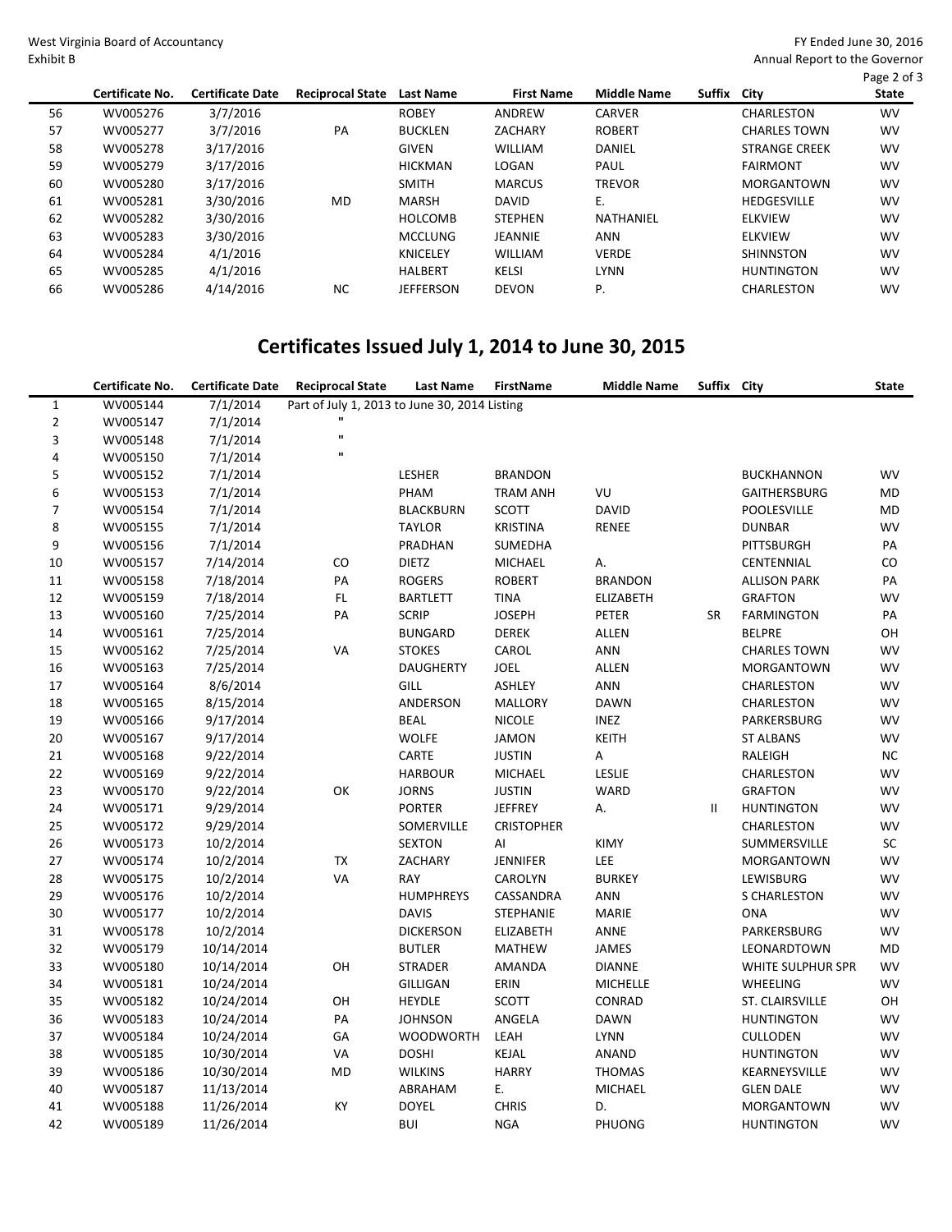West Virginia Board of Accountancy
Exhibit B

FY Ended June 30, 2016
Annual Report to the Governor

| | Certificate No. | Certificate Date | Reciprocal State | Last Name | First Name | Middle Name | Suffix | City | State |
|---|---|---|---|---|---|---|---|---|---|
| 56 | WV005276 | 3/7/2016 | | ROBEY | ANDREW | CARVER | | CHARLESTON | WV |
| 57 | WV005277 | 3/7/2016 | PA | BUCKLEN | ZACHARY | ROBERT | | CHARLES TOWN | WV |
| 58 | WV005278 | 3/17/2016 | | GIVEN | WILLIAM | DANIEL | | STRANGE CREEK | WV |
| 59 | WV005279 | 3/17/2016 | | HICKMAN | LOGAN | PAUL | | FAIRMONT | WV |
| 60 | WV005280 | 3/17/2016 | | SMITH | MARCUS | TREVOR | | MORGANTOWN | WV |
| 61 | WV005281 | 3/30/2016 | MD | MARSH | DAVID | E. | | HEDGESVILLE | WV |
| 62 | WV005282 | 3/30/2016 | | HOLCOMB | STEPHEN | NATHANIEL | | ELKVIEW | WV |
| 63 | WV005283 | 3/30/2016 | | MCCLUNG | JEANNIE | ANN | | ELKVIEW | WV |
| 64 | WV005284 | 4/1/2016 | | KNICELEY | WILLIAM | VERDE | | SHINNSTON | WV |
| 65 | WV005285 | 4/1/2016 | | HALBERT | KELSI | LYNN | | HUNTINGTON | WV |
| 66 | WV005286 | 4/14/2016 | NC | JEFFERSON | DEVON | P. | | CHARLESTON | WV |

## Certificates Issued July 1, 2014 to June 30, 2015

| | Certificate No. | Certificate Date | Reciprocal State | Last Name | FirstName | Middle Name | Suffix | City | State |
|---|---|---|---|---|---|---|---|---|---|
| 1 | WV005144 | 7/1/2014 | Part of July 1, 2013 to June 30, 2014 Listing | | | | | | |
| 2 | WV005147 | 7/1/2014 | " | | | | | | |
| 3 | WV005148 | 7/1/2014 | " | | | | | | |
| 4 | WV005150 | 7/1/2014 | " | | | | | | |
| 5 | WV005152 | 7/1/2014 | | LESHER | BRANDON | | | BUCKHANNON | WV |
| 6 | WV005153 | 7/1/2014 | | PHAM | TRAM ANH | VU | | GAITHERSBURG | MD |
| 7 | WV005154 | 7/1/2014 | | BLACKBURN | SCOTT | DAVID | | POOLESVILLE | MD |
| 8 | WV005155 | 7/1/2014 | | TAYLOR | KRISTINA | RENEE | | DUNBAR | WV |
| 9 | WV005156 | 7/1/2014 | | PRADHAN | SUMEDHA | | | PITTSBURGH | PA |
| 10 | WV005157 | 7/14/2014 | CO | DIETZ | MICHAEL | A. | | CENTENNIAL | CO |
| 11 | WV005158 | 7/18/2014 | PA | ROGERS | ROBERT | BRANDON | | ALLISON PARK | PA |
| 12 | WV005159 | 7/18/2014 | FL | BARTLETT | TINA | ELIZABETH | | GRAFTON | WV |
| 13 | WV005160 | 7/25/2014 | PA | SCRIP | JOSEPH | PETER | SR | FARMINGTON | PA |
| 14 | WV005161 | 7/25/2014 | | BUNGARD | DEREK | ALLEN | | BELPRE | OH |
| 15 | WV005162 | 7/25/2014 | VA | STOKES | CAROL | ANN | | CHARLES TOWN | WV |
| 16 | WV005163 | 7/25/2014 | | DAUGHERTY | JOEL | ALLEN | | MORGANTOWN | WV |
| 17 | WV005164 | 8/6/2014 | | GILL | ASHLEY | ANN | | CHARLESTON | WV |
| 18 | WV005165 | 8/15/2014 | | ANDERSON | MALLORY | DAWN | | CHARLESTON | WV |
| 19 | WV005166 | 9/17/2014 | | BEAL | NICOLE | INEZ | | PARKERSBURG | WV |
| 20 | WV005167 | 9/17/2014 | | WOLFE | JAMON | KEITH | | ST ALBANS | WV |
| 21 | WV005168 | 9/22/2014 | | CARTE | JUSTIN | A | | RALEIGH | NC |
| 22 | WV005169 | 9/22/2014 | | HARBOUR | MICHAEL | LESLIE | | CHARLESTON | WV |
| 23 | WV005170 | 9/22/2014 | OK | JORNS | JUSTIN | WARD | | GRAFTON | WV |
| 24 | WV005171 | 9/29/2014 | | PORTER | JEFFREY | A. | II | HUNTINGTON | WV |
| 25 | WV005172 | 9/29/2014 | | SOMERVILLE | CRISTOPHER | | | CHARLESTON | WV |
| 26 | WV005173 | 10/2/2014 | | SEXTON | AI | KIMY | | SUMMERSVILLE | SC |
| 27 | WV005174 | 10/2/2014 | TX | ZACHARY | JENNIFER | LEE | | MORGANTOWN | WV |
| 28 | WV005175 | 10/2/2014 | VA | RAY | CAROLYN | BURKEY | | LEWISBURG | WV |
| 29 | WV005176 | 10/2/2014 | | HUMPHREYS | CASSANDRA | ANN | | S CHARLESTON | WV |
| 30 | WV005177 | 10/2/2014 | | DAVIS | STEPHANIE | MARIE | | ONA | WV |
| 31 | WV005178 | 10/2/2014 | | DICKERSON | ELIZABETH | ANNE | | PARKERSBURG | WV |
| 32 | WV005179 | 10/14/2014 | | BUTLER | MATHEW | JAMES | | LEONARDTOWN | MD |
| 33 | WV005180 | 10/14/2014 | OH | STRADER | AMANDA | DIANNE | | WHITE SULPHUR SPR | WV |
| 34 | WV005181 | 10/24/2014 | | GILLIGAN | ERIN | MICHELLE | | WHEELING | WV |
| 35 | WV005182 | 10/24/2014 | OH | HEYDLE | SCOTT | CONRAD | | ST. CLAIRSVILLE | OH |
| 36 | WV005183 | 10/24/2014 | PA | JOHNSON | ANGELA | DAWN | | HUNTINGTON | WV |
| 37 | WV005184 | 10/24/2014 | GA | WOODWORTH | LEAH | LYNN | | CULLODEN | WV |
| 38 | WV005185 | 10/30/2014 | VA | DOSHI | KEJAL | ANAND | | HUNTINGTON | WV |
| 39 | WV005186 | 10/30/2014 | MD | WILKINS | HARRY | THOMAS | | KEARNEYSVILLE | WV |
| 40 | WV005187 | 11/13/2014 | | ABRAHAM | E. | MICHAEL | | GLEN DALE | WV |
| 41 | WV005188 | 11/26/2014 | KY | DOYEL | CHRIS | D. | | MORGANTOWN | WV |
| 42 | WV005189 | 11/26/2014 | | BUI | NGA | PHUONG | | HUNTINGTON | WV |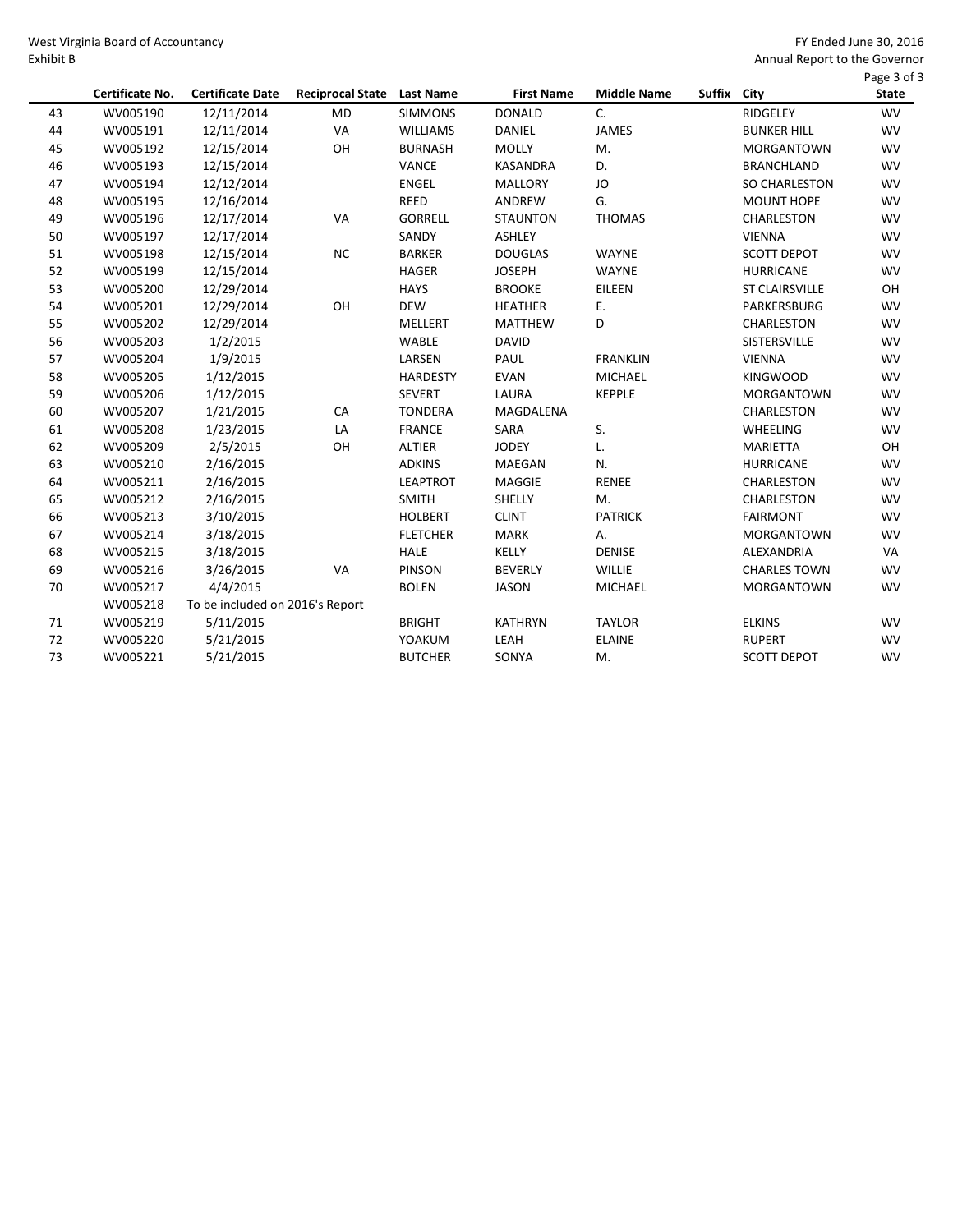| | Certificate No. | Certificate Date | Reciprocal State | Last Name | First Name | Middle Name | Suffix | City | State |
|---|---|---|---|---|---|---|---|---|---|
| 43 | WV005190 | 12/11/2014 | MD | SIMMONS | DONALD | C. | | RIDGELEY | WV |
| 44 | WV005191 | 12/11/2014 | VA | WILLIAMS | DANIEL | JAMES | | BUNKER HILL | WV |
| 45 | WV005192 | 12/15/2014 | OH | BURNASH | MOLLY | M. | | MORGANTOWN | WV |
| 46 | WV005193 | 12/15/2014 | | VANCE | KASANDRA | D. | | BRANCHLAND | WV |
| 47 | WV005194 | 12/12/2014 | | ENGEL | MALLORY | JO | | SO CHARLESTON | WV |
| 48 | WV005195 | 12/16/2014 | | REED | ANDREW | G. | | MOUNT HOPE | WV |
| 49 | WV005196 | 12/17/2014 | VA | GORRELL | STAUNTON | THOMAS | | CHARLESTON | WV |
| 50 | WV005197 | 12/17/2014 | | SANDY | ASHLEY | | | VIENNA | WV |
| 51 | WV005198 | 12/15/2014 | NC | BARKER | DOUGLAS | WAYNE | | SCOTT DEPOT | WV |
| 52 | WV005199 | 12/15/2014 | | HAGER | JOSEPH | WAYNE | | HURRICANE | WV |
| 53 | WV005200 | 12/29/2014 | | HAYS | BROOKE | EILEEN | | ST CLAIRSVILLE | OH |
| 54 | WV005201 | 12/29/2014 | OH | DEW | HEATHER | E. | | PARKERSBURG | WV |
| 55 | WV005202 | 12/29/2014 | | MELLERT | MATTHEW | D | | CHARLESTON | WV |
| 56 | WV005203 | 1/2/2015 | | WABLE | DAVID | | | SISTERSVILLE | WV |
| 57 | WV005204 | 1/9/2015 | | LARSEN | PAUL | FRANKLIN | | VIENNA | WV |
| 58 | WV005205 | 1/12/2015 | | HARDESTY | EVAN | MICHAEL | | KINGWOOD | WV |
| 59 | WV005206 | 1/12/2015 | | SEVERT | LAURA | KEPPLE | | MORGANTOWN | WV |
| 60 | WV005207 | 1/21/2015 | CA | TONDERA | MAGDALENA | | | CHARLESTON | WV |
| 61 | WV005208 | 1/23/2015 | LA | FRANCE | SARA | S. | | WHEELING | WV |
| 62 | WV005209 | 2/5/2015 | OH | ALTIER | JODEY | L. | | MARIETTA | OH |
| 63 | WV005210 | 2/16/2015 | | ADKINS | MAEGAN | N. | | HURRICANE | WV |
| 64 | WV005211 | 2/16/2015 | | LEAPTROT | MAGGIE | RENEE | | CHARLESTON | WV |
| 65 | WV005212 | 2/16/2015 | | SMITH | SHELLY | M. | | CHARLESTON | WV |
| 66 | WV005213 | 3/10/2015 | | HOLBERT | CLINT | PATRICK | | FAIRMONT | WV |
| 67 | WV005214 | 3/18/2015 | | FLETCHER | MARK | A. | | MORGANTOWN | WV |
| 68 | WV005215 | 3/18/2015 | | HALE | KELLY | DENISE | | ALEXANDRIA | VA |
| 69 | WV005216 | 3/26/2015 | VA | PINSON | BEVERLY | WILLIE | | CHARLES TOWN | WV |
| 70 | WV005217 | 4/4/2015 | | BOLEN | JASON | MICHAEL | | MORGANTOWN | WV |
| | WV005218 | To be included on 2016's Report | | | | | | | |
| 71 | WV005219 | 5/11/2015 | | BRIGHT | KATHRYN | TAYLOR | | ELKINS | WV |
| 72 | WV005220 | 5/21/2015 | | YOAKUM | LEAH | ELAINE | | RUPERT | WV |
| 73 | WV005221 | 5/21/2015 | | BUTCHER | SONYA | M. | | SCOTT DEPOT | WV |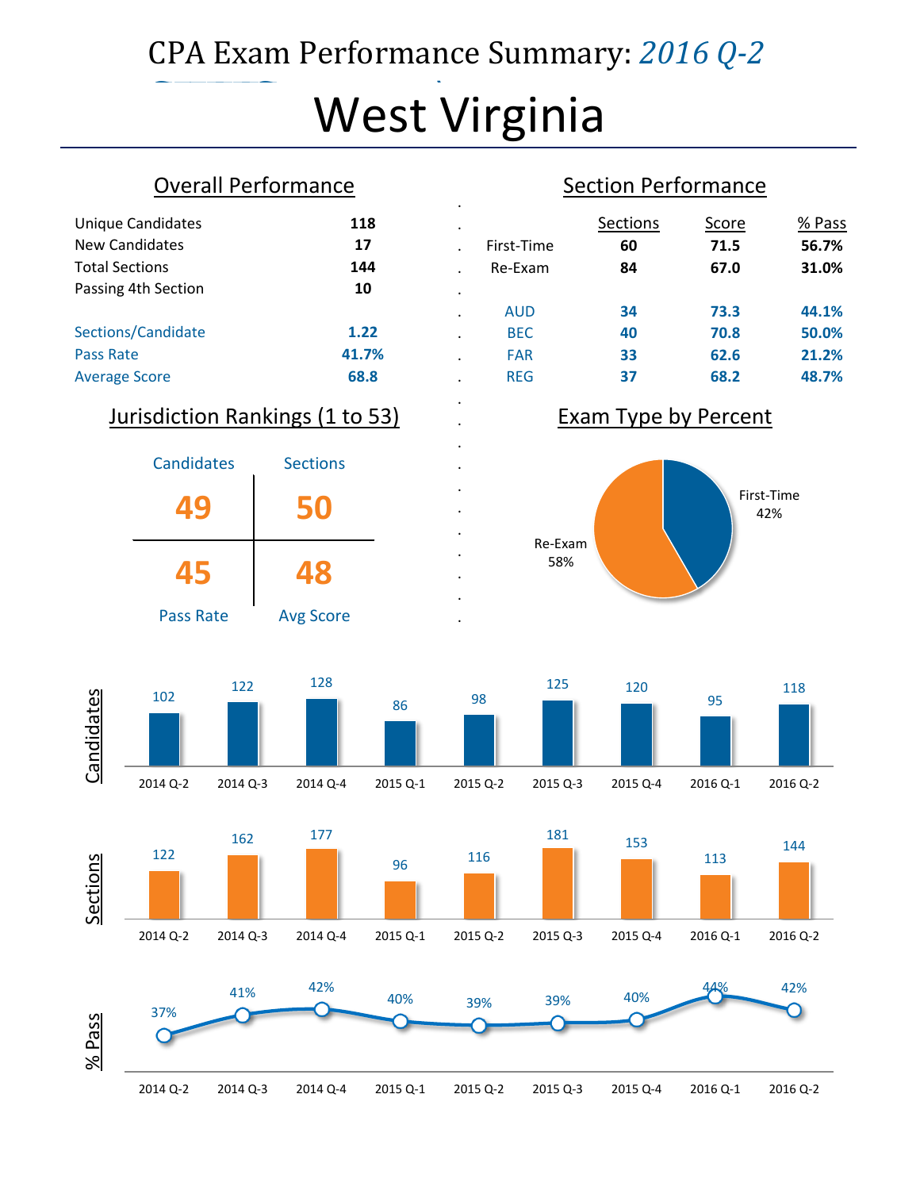# CPA Exam Performance Summary: *2016 Q-2*

# West Virginia

## Overall Performance

| | |
|---|---|
| Unique Candidates | **118** |
| New Candidates | **17** |
| Total Sections | **144** |
| Passing 4th Section | **10** |
| | |
| Sections/Candidate | **1.22** |
| Pass Rate | **41.7%** |
| Average Score | **68.8** |

## Section Performance

| | Sections | Score | % Pass |
|---|---|---|---|
| First-Time | **60** | **71.5** | **56.7%** |
| Re-Exam | **84** | **67.0** | **31.0%** |
| | | | |
| AUD | **34** | **73.3** | **44.1%** |
| BEC | **40** | **70.8** | **50.0%** |
| FAR | **33** | **62.6** | **21.2%** |
| REG | **37** | **68.2** | **48.7%** |

## Jurisdiction Rankings (1 to 53)

| Candidates | Sections |
|---|---|
| **49** | **50** |
| **45** | **48** |
| Pass Rate | Avg Score |

## Exam Type by Percent

- First-Time: 42%
- Re-Exam: 58%

| | 2014 Q-2 | 2014 Q-3 | 2014 Q-4 | 2015 Q-1 | 2015 Q-2 | 2015 Q-3 | 2015 Q-4 | 2016 Q-1 | 2016 Q-2 |
|---|---|---|---|---|---|---|---|---|---|
| Candidates | 102 | 122 | 128 | 86 | 98 | 125 | 120 | 95 | 118 |
| Sections | 122 | 162 | 177 | 96 | 116 | 181 | 153 | 113 | 144 |
| % Pass | 37% | 41% | 42% | 40% | 39% | 39% | 40% | 44% | 42% |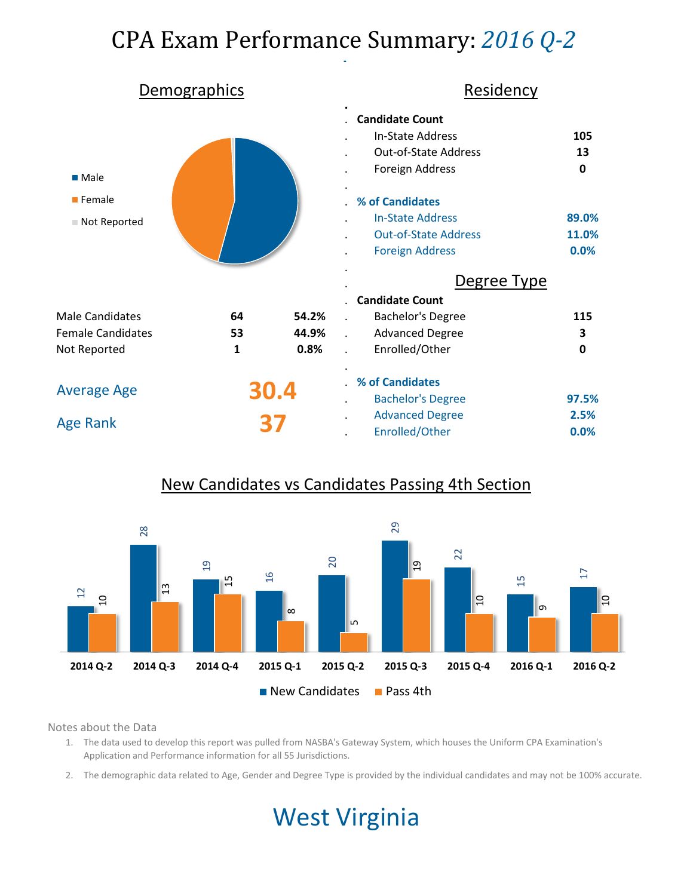# CPA Exam Performance Summary: *2016 Q-2*

## Demographics

- Male
- Female
- Not Reported

| | | |
|---|---|---|
| Male Candidates | 64 | 54.2% |
| Female Candidates | 53 | 44.9% |
| Not Reported | 1 | 0.8% |

**Average Age** 30.4

**Age Rank** 37

## Residency

**Candidate Count**

| | |
|---|---|
| In-State Address | 105 |
| Out-of-State Address | 13 |
| Foreign Address | 0 |

**% of Candidates**

| | |
|---|---|
| In-State Address | 89.0% |
| Out-of-State Address | 11.0% |
| Foreign Address | 0.0% |

## Degree Type

**Candidate Count**

| | |
|---|---|
| Bachelor's Degree | 115 |
| Advanced Degree | 3 |
| Enrolled/Other | 0 |

**% of Candidates**

| | |
|---|---|
| Bachelor's Degree | 97.5% |
| Advanced Degree | 2.5% |
| Enrolled/Other | 0.0% |

## New Candidates vs Candidates Passing 4th Section

| | 2014 Q-2 | 2014 Q-3 | 2014 Q-4 | 2015 Q-1 | 2015 Q-2 | 2015 Q-3 | 2015 Q-4 | 2016 Q-1 | 2016 Q-2 |
|---|---|---|---|---|---|---|---|---|---|
| New Candidates | 12 | 28 | 19 | 16 | 20 | 29 | 22 | 15 | 17 |
| Pass 4th | 10 | 13 | 15 | 8 | 5 | 19 | 10 | 9 | 10 |

Notes about the Data

1. The data used to develop this report was pulled from NASBA's Gateway System, which houses the Uniform CPA Examination's Application and Performance information for all 55 Jurisdictions.
2. The demographic data related to Age, Gender and Degree Type is provided by the individual candidates and may not be 100% accurate.

# West Virginia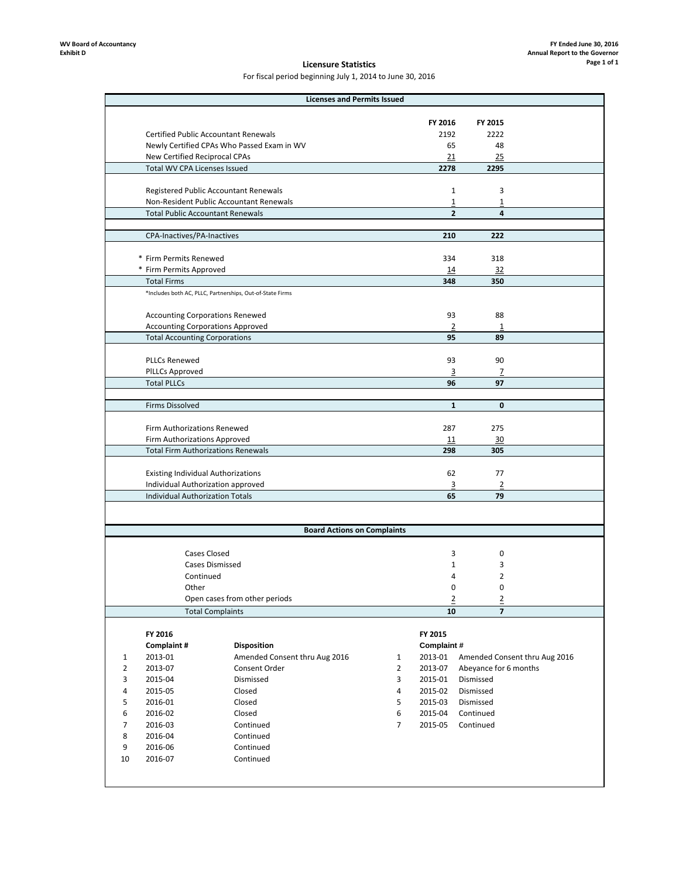WV Board of Accountancy
Exhibit D

FY Ended June 30, 2016
Annual Report to the Governor

## Licensure Statistics

For fiscal period beginning July 1, 2014 to June 30, 2016

### Licenses and Permits Issued

| | FY 2016 | FY 2015 |
|---|---|---|
| Certified Public Accountant Renewals | 2192 | 2222 |
| Newly Certified CPAs Who Passed Exam in WV | 65 | 48 |
| New Certified Reciprocal CPAs | 21 | 25 |
| **Total WV CPA Licenses Issued** | **2278** | **2295** |
| Registered Public Accountant Renewals | 1 | 3 |
| Non-Resident Public Accountant Renewals | 1 | 1 |
| **Total Public Accountant Renewals** | **2** | **4** |
| CPA-Inactives/PA-Inactives | **210** | **222** |
| * Firm Permits Renewed | 334 | 318 |
| * Firm Permits Approved | 14 | 32 |
| **Total Firms** | **348** | **350** |
| *Includes both AC, PLLC, Partnerships, Out-of-State Firms | | |
| Accounting Corporations Renewed | 93 | 88 |
| Accounting Corporations Approved | 2 | 1 |
| **Total Accounting Corporations** | **95** | **89** |
| PLLCs Renewed | 93 | 90 |
| PlLLCs Approved | 3 | 7 |
| **Total PLLCs** | **96** | **97** |
| Firms Dissolved | **1** | **0** |
| Firm Authorizations Renewed | 287 | 275 |
| Firm Authorizations Approved | 11 | 30 |
| **Total Firm Authorizations Renewals** | **298** | **305** |
| Existing Individual Authorizations | 62 | 77 |
| Individual Authorization approved | 3 | 2 |
| **Individual Authorization Totals** | **65** | **79** |

### Board Actions on Complaints

| | FY 2016 | FY 2015 |
|---|---|---|
| Cases Closed | 3 | 0 |
| Cases Dismissed | 1 | 3 |
| Continued | 4 | 2 |
| Other | 0 | 0 |
| Open cases from other periods | 2 | 2 |
| **Total Complaints** | **10** | **7** |

**FY 2016**

| | Complaint # | Disposition |
|---|---|---|
| 1 | 2013-01 | Amended Consent thru Aug 2016 |
| 2 | 2013-07 | Consent Order |
| 3 | 2015-04 | Dismissed |
| 4 | 2015-05 | Closed |
| 5 | 2016-01 | Closed |
| 6 | 2016-02 | Closed |
| 7 | 2016-03 | Continued |
| 8 | 2016-04 | Continued |
| 9 | 2016-06 | Continued |
| 10 | 2016-07 | Continued |

**FY 2015**

| | Complaint # | |
|---|---|---|
| 1 | 2013-01 | Amended Consent thru Aug 2016 |
| 2 | 2013-07 | Abeyance for 6 months |
| 3 | 2015-01 | Dismissed |
| 4 | 2015-02 | Dismissed |
| 5 | 2015-03 | Dismissed |
| 6 | 2015-04 | Continued |
| 7 | 2015-05 | Continued |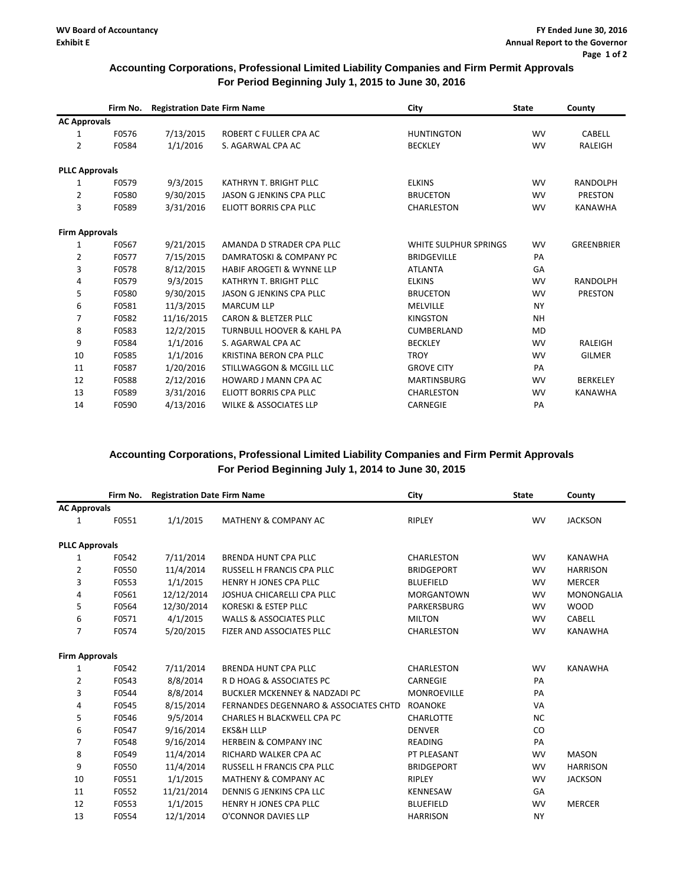WV Board of Accountancy
Exhibit E

FY Ended June 30, 2016
Annual Report to the Governor

## Accounting Corporations, Professional Limited Liability Companies and Firm Permit Approvals
## For Period Beginning July 1, 2015 to June 30, 2016

| | Firm No. | Registration Date | Firm Name | City | State | County |
|---|---|---|---|---|---|---|
| **AC Approvals** | | | | | | |
| 1 | F0576 | 7/13/2015 | ROBERT C FULLER CPA AC | HUNTINGTON | WV | CABELL |
| 2 | F0584 | 1/1/2016 | S. AGARWAL CPA AC | BECKLEY | WV | RALEIGH |
| **PLLC Approvals** | | | | | | |
| 1 | F0579 | 9/3/2015 | KATHRYN T. BRIGHT PLLC | ELKINS | WV | RANDOLPH |
| 2 | F0580 | 9/30/2015 | JASON G JENKINS CPA PLLC | BRUCETON | WV | PRESTON |
| 3 | F0589 | 3/31/2016 | ELIOTT BORRIS CPA PLLC | CHARLESTON | WV | KANAWHA |
| **Firm Approvals** | | | | | | |
| 1 | F0567 | 9/21/2015 | AMANDA D STRADER CPA PLLC | WHITE SULPHUR SPRINGS | WV | GREENBRIER |
| 2 | F0577 | 7/15/2015 | DAMRATOSKI & COMPANY PC | BRIDGEVILLE | PA | |
| 3 | F0578 | 8/12/2015 | HABIF AROGETI & WYNNE LLP | ATLANTA | GA | |
| 4 | F0579 | 9/3/2015 | KATHRYN T. BRIGHT PLLC | ELKINS | WV | RANDOLPH |
| 5 | F0580 | 9/30/2015 | JASON G JENKINS CPA PLLC | BRUCETON | WV | PRESTON |
| 6 | F0581 | 11/3/2015 | MARCUM LLP | MELVILLE | NY | |
| 7 | F0582 | 11/16/2015 | CARON & BLETZER PLLC | KINGSTON | NH | |
| 8 | F0583 | 12/2/2015 | TURNBULL HOOVER & KAHL PA | CUMBERLAND | MD | |
| 9 | F0584 | 1/1/2016 | S. AGARWAL CPA AC | BECKLEY | WV | RALEIGH |
| 10 | F0585 | 1/1/2016 | KRISTINA BERON CPA PLLC | TROY | WV | GILMER |
| 11 | F0587 | 1/20/2016 | STILLWAGGON & MCGILL LLC | GROVE CITY | PA | |
| 12 | F0588 | 2/12/2016 | HOWARD J MANN CPA AC | MARTINSBURG | WV | BERKELEY |
| 13 | F0589 | 3/31/2016 | ELIOTT BORRIS CPA PLLC | CHARLESTON | WV | KANAWHA |
| 14 | F0590 | 4/13/2016 | WILKE & ASSOCIATES LLP | CARNEGIE | PA | |

## Accounting Corporations, Professional Limited Liability Companies and Firm Permit Approvals
## For Period Beginning July 1, 2014 to June 30, 2015

| | Firm No. | Registration Date | Firm Name | City | State | County |
|---|---|---|---|---|---|---|
| **AC Approvals** | | | | | | |
| 1 | F0551 | 1/1/2015 | MATHENY & COMPANY AC | RIPLEY | WV | JACKSON |
| **PLLC Approvals** | | | | | | |
| 1 | F0542 | 7/11/2014 | BRENDA HUNT CPA PLLC | CHARLESTON | WV | KANAWHA |
| 2 | F0550 | 11/4/2014 | RUSSELL H FRANCIS CPA PLLC | BRIDGEPORT | WV | HARRISON |
| 3 | F0553 | 1/1/2015 | HENRY H JONES CPA PLLC | BLUEFIELD | WV | MERCER |
| 4 | F0561 | 12/12/2014 | JOSHUA CHICARELLI CPA PLLC | MORGANTOWN | WV | MONONGALIA |
| 5 | F0564 | 12/30/2014 | KORESKI & ESTEP PLLC | PARKERSBURG | WV | WOOD |
| 6 | F0571 | 4/1/2015 | WALLS & ASSOCIATES PLLC | MILTON | WV | CABELL |
| 7 | F0574 | 5/20/2015 | FIZER AND ASSOCIATES PLLC | CHARLESTON | WV | KANAWHA |
| **Firm Approvals** | | | | | | |
| 1 | F0542 | 7/11/2014 | BRENDA HUNT CPA PLLC | CHARLESTON | WV | KANAWHA |
| 2 | F0543 | 8/8/2014 | R D HOAG & ASSOCIATES PC | CARNEGIE | PA | |
| 3 | F0544 | 8/8/2014 | BUCKLER MCKENNEY & NADZADI PC | MONROEVILLE | PA | |
| 4 | F0545 | 8/15/2014 | FERNANDES DEGENNARO & ASSOCIATES CHTD | ROANOKE | VA | |
| 5 | F0546 | 9/5/2014 | CHARLES H BLACKWELL CPA PC | CHARLOTTE | NC | |
| 6 | F0547 | 9/16/2014 | EKS&H LLLP | DENVER | CO | |
| 7 | F0548 | 9/16/2014 | HERBEIN & COMPANY INC | READING | PA | |
| 8 | F0549 | 11/4/2014 | RICHARD WALKER CPA AC | PT PLEASANT | WV | MASON |
| 9 | F0550 | 11/4/2014 | RUSSELL H FRANCIS CPA PLLC | BRIDGEPORT | WV | HARRISON |
| 10 | F0551 | 1/1/2015 | MATHENY & COMPANY AC | RIPLEY | WV | JACKSON |
| 11 | F0552 | 11/21/2014 | DENNIS G JENKINS CPA LLC | KENNESAW | GA | |
| 12 | F0553 | 1/1/2015 | HENRY H JONES CPA PLLC | BLUEFIELD | WV | MERCER |
| 13 | F0554 | 12/1/2014 | O'CONNOR DAVIES LLP | HARRISON | NY | |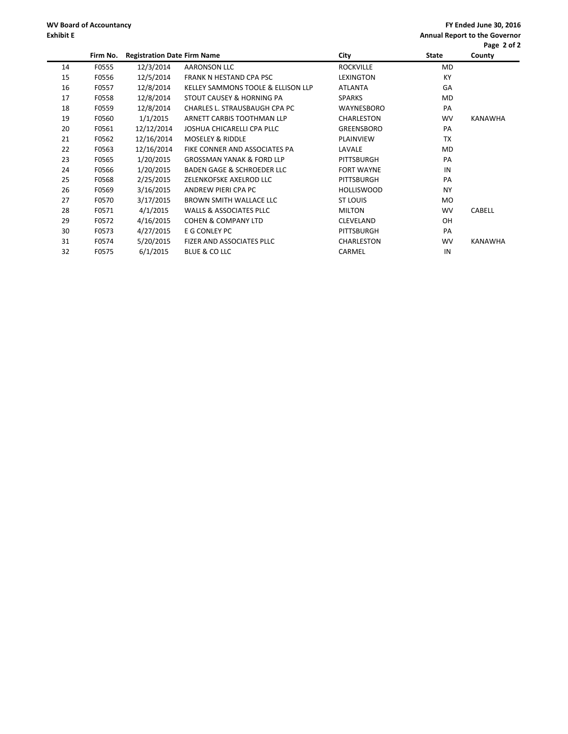**WV Board of Accountancy**
**Exhibit E**

**FY Ended June 30, 2016**
**Annual Report to the Governor**

| | Firm No. | Registration Date | Firm Name | City | State | County |
|---|---|---|---|---|---|---|
| 14 | F0555 | 12/3/2014 | AARONSON LLC | ROCKVILLE | MD | |
| 15 | F0556 | 12/5/2014 | FRANK N HESTAND CPA PSC | LEXINGTON | KY | |
| 16 | F0557 | 12/8/2014 | KELLEY SAMMONS TOOLE & ELLISON LLP | ATLANTA | GA | |
| 17 | F0558 | 12/8/2014 | STOUT CAUSEY & HORNING PA | SPARKS | MD | |
| 18 | F0559 | 12/8/2014 | CHARLES L. STRAUSBAUGH CPA PC | WAYNESBORO | PA | |
| 19 | F0560 | 1/1/2015 | ARNETT CARBIS TOOTHMAN LLP | CHARLESTON | WV | KANAWHA |
| 20 | F0561 | 12/12/2014 | JOSHUA CHICARELLI CPA PLLC | GREENSBORO | PA | |
| 21 | F0562 | 12/16/2014 | MOSELEY & RIDDLE | PLAINVIEW | TX | |
| 22 | F0563 | 12/16/2014 | FIKE CONNER AND ASSOCIATES PA | LAVALE | MD | |
| 23 | F0565 | 1/20/2015 | GROSSMAN YANAK & FORD LLP | PITTSBURGH | PA | |
| 24 | F0566 | 1/20/2015 | BADEN GAGE & SCHROEDER LLC | FORT WAYNE | IN | |
| 25 | F0568 | 2/25/2015 | ZELENKOFSKE AXELROD LLC | PITTSBURGH | PA | |
| 26 | F0569 | 3/16/2015 | ANDREW PIERI CPA PC | HOLLISWOOD | NY | |
| 27 | F0570 | 3/17/2015 | BROWN SMITH WALLACE LLC | ST LOUIS | MO | |
| 28 | F0571 | 4/1/2015 | WALLS & ASSOCIATES PLLC | MILTON | WV | CABELL |
| 29 | F0572 | 4/16/2015 | COHEN & COMPANY LTD | CLEVELAND | OH | |
| 30 | F0573 | 4/27/2015 | E G CONLEY PC | PITTSBURGH | PA | |
| 31 | F0574 | 5/20/2015 | FIZER AND ASSOCIATES PLLC | CHARLESTON | WV | KANAWHA |
| 32 | F0575 | 6/1/2015 | BLUE & CO LLC | CARMEL | IN | |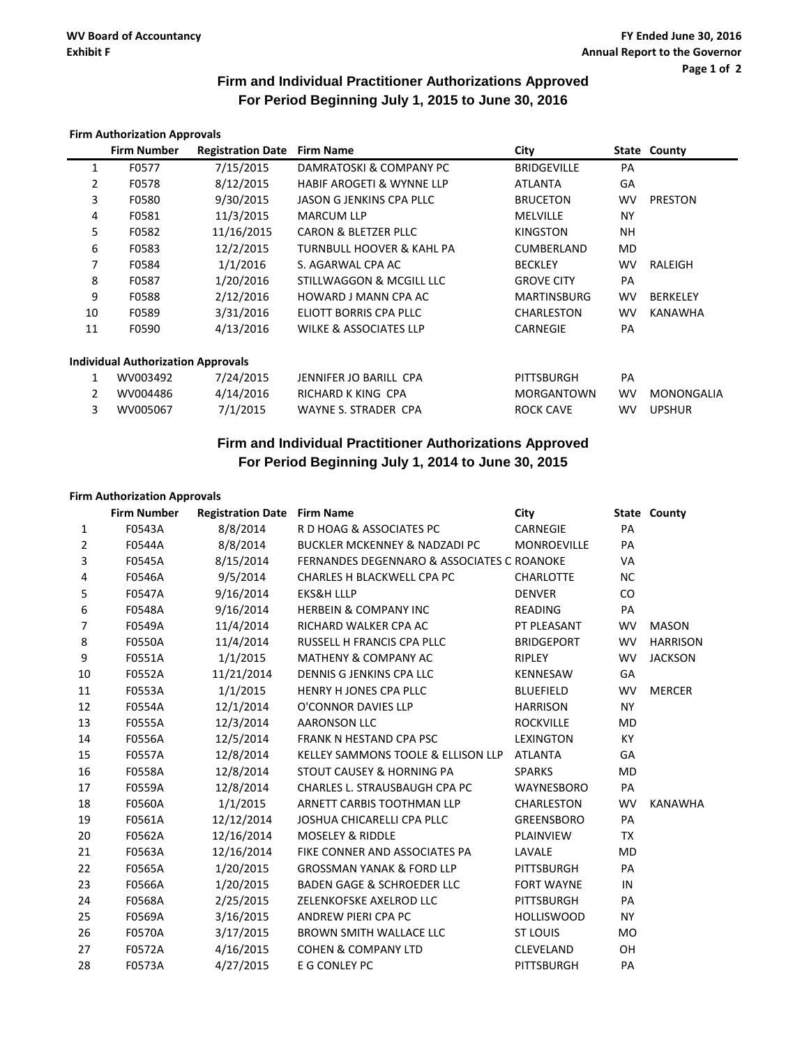WV Board of Accountancy
Exhibit F

FY Ended June 30, 2016
Annual Report to the Governor

## Firm and Individual Practitioner Authorizations Approved
## For Period Beginning July 1, 2015 to June 30, 2016

**Firm Authorization Approvals**

| | Firm Number | Registration Date | Firm Name | City | State | County |
|---|---|---|---|---|---|---|
| 1 | F0577 | 7/15/2015 | DAMRATOSKI & COMPANY PC | BRIDGEVILLE | PA | |
| 2 | F0578 | 8/12/2015 | HABIF AROGETI & WYNNE LLP | ATLANTA | GA | |
| 3 | F0580 | 9/30/2015 | JASON G JENKINS CPA PLLC | BRUCETON | WV | PRESTON |
| 4 | F0581 | 11/3/2015 | MARCUM LLP | MELVILLE | NY | |
| 5 | F0582 | 11/16/2015 | CARON & BLETZER PLLC | KINGSTON | NH | |
| 6 | F0583 | 12/2/2015 | TURNBULL HOOVER & KAHL PA | CUMBERLAND | MD | |
| 7 | F0584 | 1/1/2016 | S. AGARWAL CPA AC | BECKLEY | WV | RALEIGH |
| 8 | F0587 | 1/20/2016 | STILLWAGGON & MCGILL LLC | GROVE CITY | PA | |
| 9 | F0588 | 2/12/2016 | HOWARD J MANN CPA AC | MARTINSBURG | WV | BERKELEY |
| 10 | F0589 | 3/31/2016 | ELIOTT BORRIS CPA PLLC | CHARLESTON | WV | KANAWHA |
| 11 | F0590 | 4/13/2016 | WILKE & ASSOCIATES LLP | CARNEGIE | PA | |

**Individual Authorization Approvals**

| | Number | Registration Date | Name | City | State | County |
|---|---|---|---|---|---|---|
| 1 | WV003492 | 7/24/2015 | JENNIFER JO BARILL CPA | PITTSBURGH | PA | |
| 2 | WV004486 | 4/14/2016 | RICHARD K KING CPA | MORGANTOWN | WV | MONONGALIA |
| 3 | WV005067 | 7/1/2015 | WAYNE S. STRADER CPA | ROCK CAVE | WV | UPSHUR |

## Firm and Individual Practitioner Authorizations Approved
## For Period Beginning July 1, 2014 to June 30, 2015

**Firm Authorization Approvals**

| | Firm Number | Registration Date | Firm Name | City | State | County |
|---|---|---|---|---|---|---|
| 1 | F0543A | 8/8/2014 | R D HOAG & ASSOCIATES PC | CARNEGIE | PA | |
| 2 | F0544A | 8/8/2014 | BUCKLER MCKENNEY & NADZADI PC | MONROEVILLE | PA | |
| 3 | F0545A | 8/15/2014 | FERNANDES DEGENNARO & ASSOCIATES C | ROANOKE | VA | |
| 4 | F0546A | 9/5/2014 | CHARLES H BLACKWELL CPA PC | CHARLOTTE | NC | |
| 5 | F0547A | 9/16/2014 | EKS&H LLLP | DENVER | CO | |
| 6 | F0548A | 9/16/2014 | HERBEIN & COMPANY INC | READING | PA | |
| 7 | F0549A | 11/4/2014 | RICHARD WALKER CPA AC | PT PLEASANT | WV | MASON |
| 8 | F0550A | 11/4/2014 | RUSSELL H FRANCIS CPA PLLC | BRIDGEPORT | WV | HARRISON |
| 9 | F0551A | 1/1/2015 | MATHENY & COMPANY AC | RIPLEY | WV | JACKSON |
| 10 | F0552A | 11/21/2014 | DENNIS G JENKINS CPA LLC | KENNESAW | GA | |
| 11 | F0553A | 1/1/2015 | HENRY H JONES CPA PLLC | BLUEFIELD | WV | MERCER |
| 12 | F0554A | 12/1/2014 | O'CONNOR DAVIES LLP | HARRISON | NY | |
| 13 | F0555A | 12/3/2014 | AARONSON LLC | ROCKVILLE | MD | |
| 14 | F0556A | 12/5/2014 | FRANK N HESTAND CPA PSC | LEXINGTON | KY | |
| 15 | F0557A | 12/8/2014 | KELLEY SAMMONS TOOLE & ELLISON LLP | ATLANTA | GA | |
| 16 | F0558A | 12/8/2014 | STOUT CAUSEY & HORNING PA | SPARKS | MD | |
| 17 | F0559A | 12/8/2014 | CHARLES L. STRAUSBAUGH CPA PC | WAYNESBORO | PA | |
| 18 | F0560A | 1/1/2015 | ARNETT CARBIS TOOTHMAN LLP | CHARLESTON | WV | KANAWHA |
| 19 | F0561A | 12/12/2014 | JOSHUA CHICARELLI CPA PLLC | GREENSBORO | PA | |
| 20 | F0562A | 12/16/2014 | MOSELEY & RIDDLE | PLAINVIEW | TX | |
| 21 | F0563A | 12/16/2014 | FIKE CONNER AND ASSOCIATES PA | LAVALE | MD | |
| 22 | F0565A | 1/20/2015 | GROSSMAN YANAK & FORD LLP | PITTSBURGH | PA | |
| 23 | F0566A | 1/20/2015 | BADEN GAGE & SCHROEDER LLC | FORT WAYNE | IN | |
| 24 | F0568A | 2/25/2015 | ZELENKOFSKE AXELROD LLC | PITTSBURGH | PA | |
| 25 | F0569A | 3/16/2015 | ANDREW PIERI CPA PC | HOLLISWOOD | NY | |
| 26 | F0570A | 3/17/2015 | BROWN SMITH WALLACE LLC | ST LOUIS | MO | |
| 27 | F0572A | 4/16/2015 | COHEN & COMPANY LTD | CLEVELAND | OH | |
| 28 | F0573A | 4/27/2015 | E G CONLEY PC | PITTSBURGH | PA | |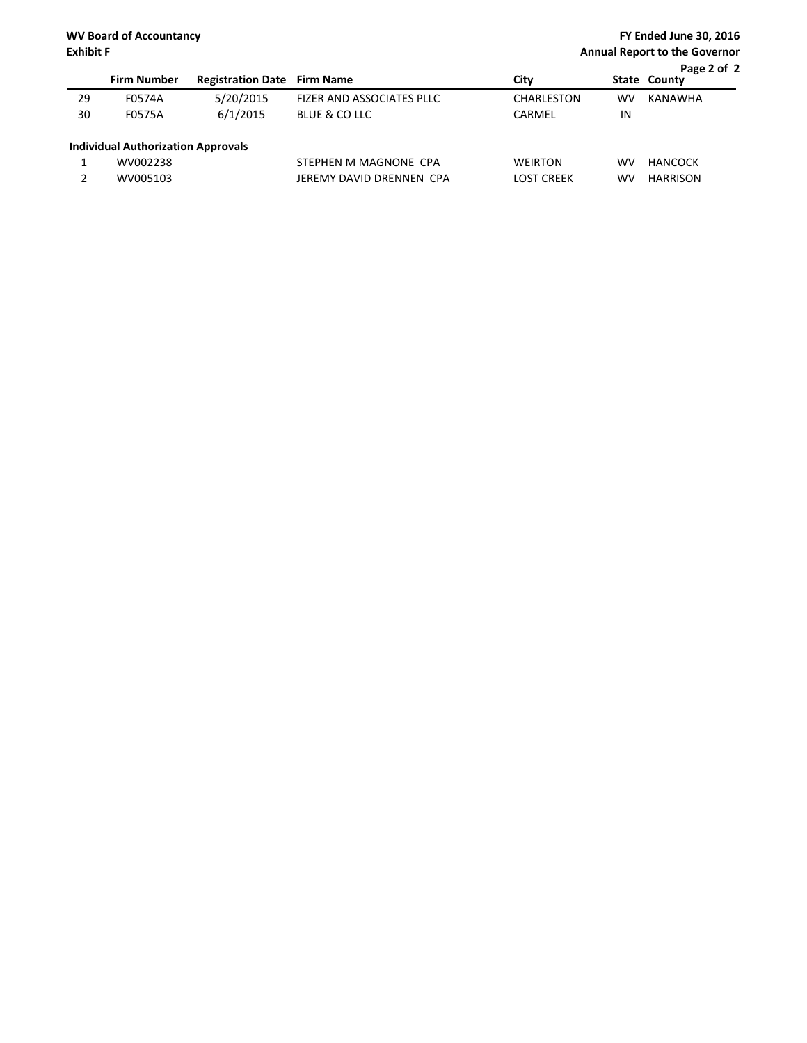| | Firm Number | Registration Date | Firm Name | City | State | County |
|---|---|---|---|---|---|---|
| 29 | F0574A | 5/20/2015 | FIZER AND ASSOCIATES PLLC | CHARLESTON | WV | KANAWHA |
| 30 | F0575A | 6/1/2015 | BLUE & CO LLC | CARMEL | IN | |

**Individual Authorization Approvals**

| | Firm Number | Registration Date | Firm Name | City | State | County |
|---|---|---|---|---|---|---|
| 1 | WV002238 | | STEPHEN M MAGNONE CPA | WEIRTON | WV | HANCOCK |
| 2 | WV005103 | | JEREMY DAVID DRENNEN CPA | LOST CREEK | WV | HARRISON |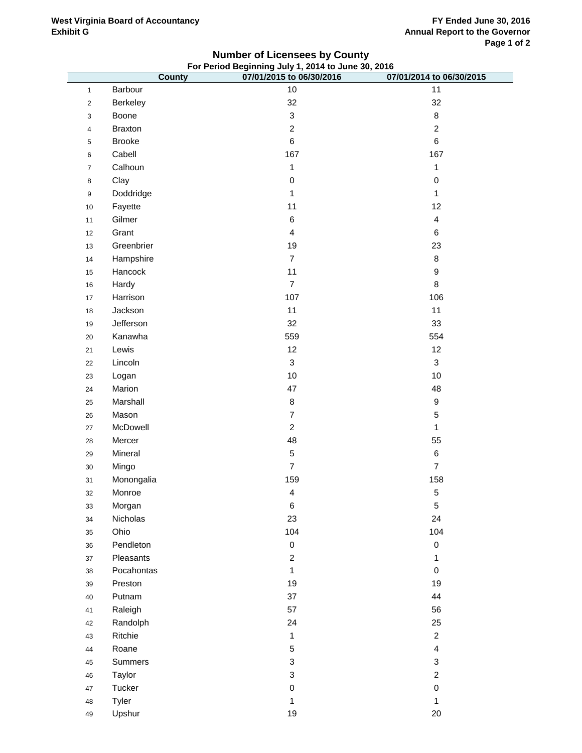West Virginia Board of Accountancy
Exhibit G

FY Ended June 30, 2016
Annual Report to the Governor

## Number of Licensees by County

For Period Beginning July 1, 2014 to June 30, 2016

| | County | 07/01/2015 to 06/30/2016 | 07/01/2014 to 06/30/2015 |
|---|---|---|---|
| 1 | Barbour | 10 | 11 |
| 2 | Berkeley | 32 | 32 |
| 3 | Boone | 3 | 8 |
| 4 | Braxton | 2 | 2 |
| 5 | Brooke | 6 | 6 |
| 6 | Cabell | 167 | 167 |
| 7 | Calhoun | 1 | 1 |
| 8 | Clay | 0 | 0 |
| 9 | Doddridge | 1 | 1 |
| 10 | Fayette | 11 | 12 |
| 11 | Gilmer | 6 | 4 |
| 12 | Grant | 4 | 6 |
| 13 | Greenbrier | 19 | 23 |
| 14 | Hampshire | 7 | 8 |
| 15 | Hancock | 11 | 9 |
| 16 | Hardy | 7 | 8 |
| 17 | Harrison | 107 | 106 |
| 18 | Jackson | 11 | 11 |
| 19 | Jefferson | 32 | 33 |
| 20 | Kanawha | 559 | 554 |
| 21 | Lewis | 12 | 12 |
| 22 | Lincoln | 3 | 3 |
| 23 | Logan | 10 | 10 |
| 24 | Marion | 47 | 48 |
| 25 | Marshall | 8 | 9 |
| 26 | Mason | 7 | 5 |
| 27 | McDowell | 2 | 1 |
| 28 | Mercer | 48 | 55 |
| 29 | Mineral | 5 | 6 |
| 30 | Mingo | 7 | 7 |
| 31 | Monongalia | 159 | 158 |
| 32 | Monroe | 4 | 5 |
| 33 | Morgan | 6 | 5 |
| 34 | Nicholas | 23 | 24 |
| 35 | Ohio | 104 | 104 |
| 36 | Pendleton | 0 | 0 |
| 37 | Pleasants | 2 | 1 |
| 38 | Pocahontas | 1 | 0 |
| 39 | Preston | 19 | 19 |
| 40 | Putnam | 37 | 44 |
| 41 | Raleigh | 57 | 56 |
| 42 | Randolph | 24 | 25 |
| 43 | Ritchie | 1 | 2 |
| 44 | Roane | 5 | 4 |
| 45 | Summers | 3 | 3 |
| 46 | Taylor | 3 | 2 |
| 47 | Tucker | 0 | 0 |
| 48 | Tyler | 1 | 1 |
| 49 | Upshur | 19 | 20 |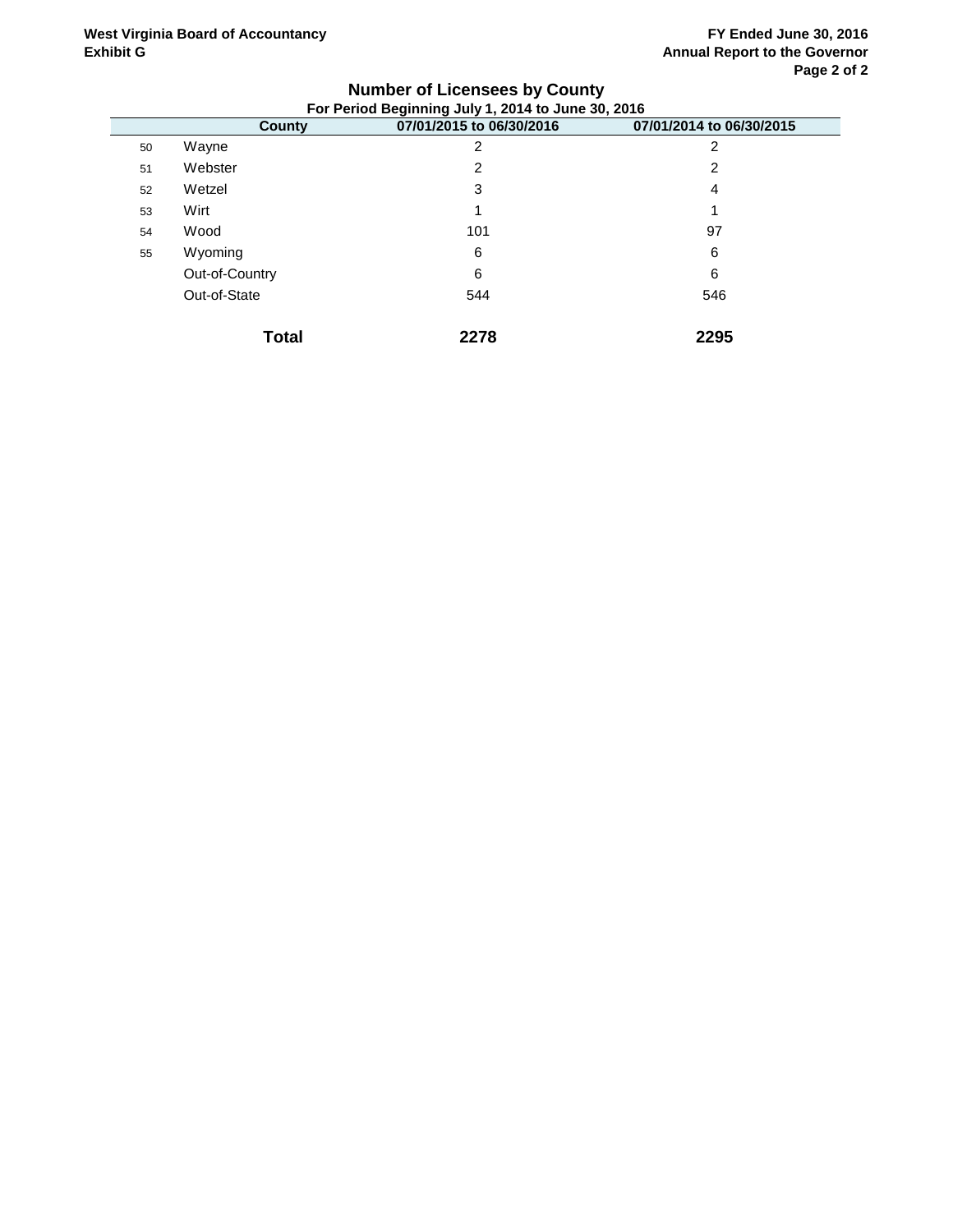## Number of Licensees by County

For Period Beginning July 1, 2014 to June 30, 2016

| | County | 07/01/2015 to 06/30/2016 | 07/01/2014 to 06/30/2015 |
|---|---|---|---|
| 50 | Wayne | 2 | 2 |
| 51 | Webster | 2 | 2 |
| 52 | Wetzel | 3 | 4 |
| 53 | Wirt | 1 | 1 |
| 54 | Wood | 101 | 97 |
| 55 | Wyoming | 6 | 6 |
| | Out-of-Country | 6 | 6 |
| | Out-of-State | 544 | 546 |
| | **Total** | **2278** | **2295** |